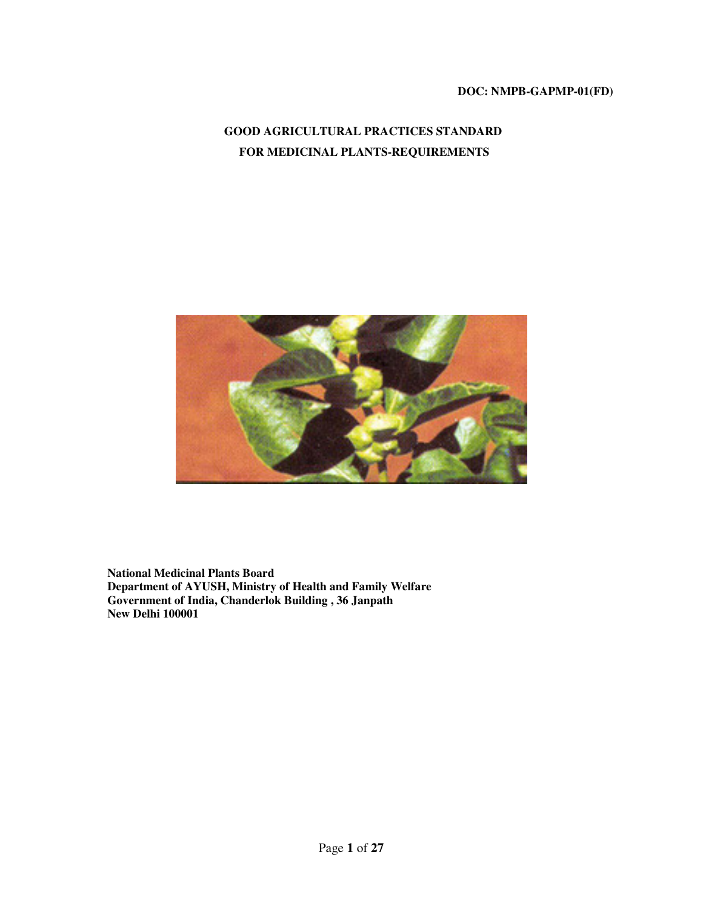**DOC: NMPB-GAPMP-01(FD)**

# GOOD AGRICULTURAL PRACTICES STANDARD FOR MEDICINAL PLANTS-REQUIREMENTS

**National Medicinal Plants Board**
**Department of AYUSH, Ministry of Health and Family Welfare**
**Government of India, Chanderlok Building , 36 Janpath**
**New Delhi 100001**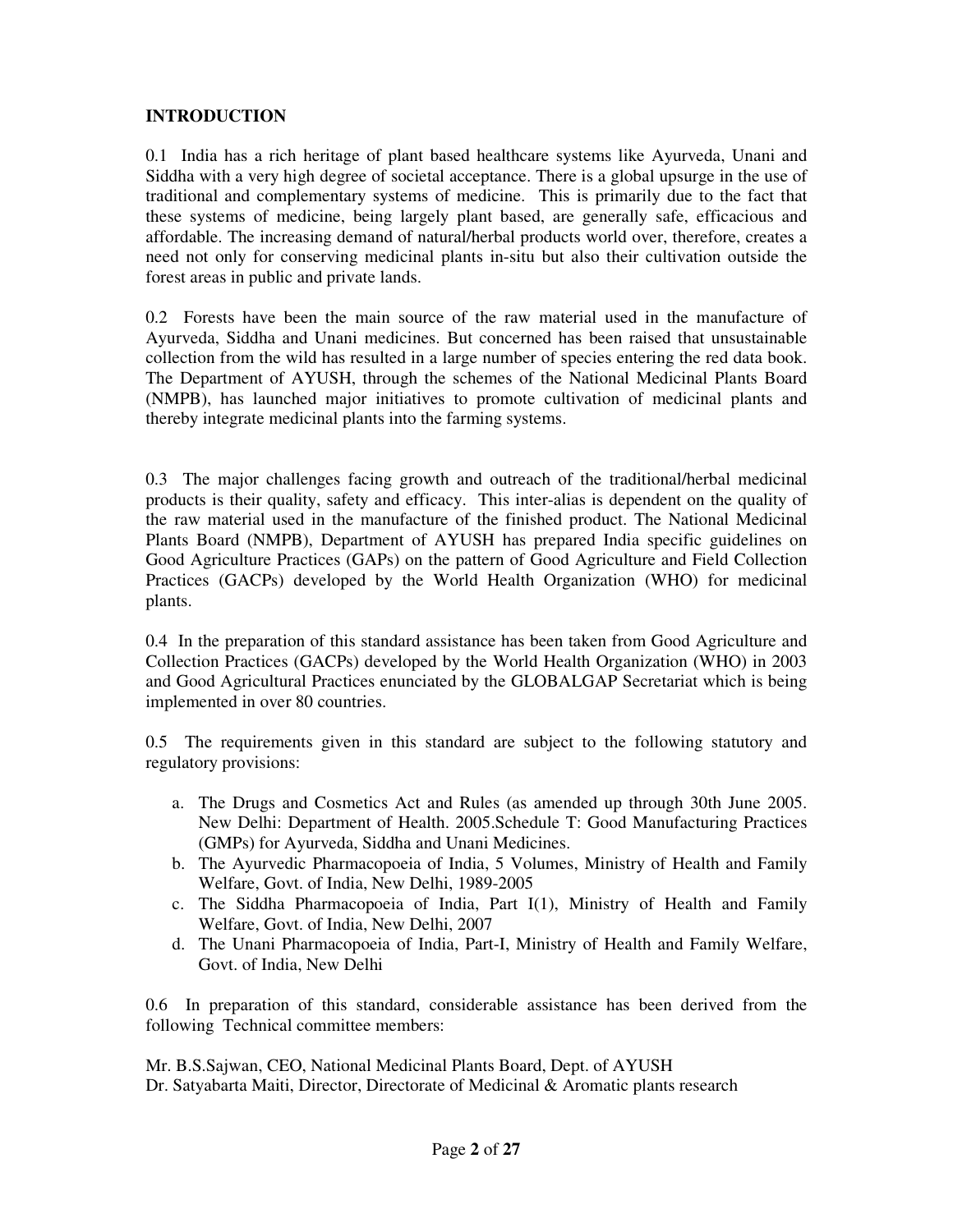**INTRODUCTION**

0.1 India has a rich heritage of plant based healthcare systems like Ayurveda, Unani and Siddha with a very high degree of societal acceptance. There is a global upsurge in the use of traditional and complementary systems of medicine. This is primarily due to the fact that these systems of medicine, being largely plant based, are generally safe, efficacious and affordable. The increasing demand of natural/herbal products world over, therefore, creates a need not only for conserving medicinal plants in-situ but also their cultivation outside the forest areas in public and private lands.

0.2 Forests have been the main source of the raw material used in the manufacture of Ayurveda, Siddha and Unani medicines. But concerned has been raised that unsustainable collection from the wild has resulted in a large number of species entering the red data book. The Department of AYUSH, through the schemes of the National Medicinal Plants Board (NMPB), has launched major initiatives to promote cultivation of medicinal plants and thereby integrate medicinal plants into the farming systems.

0.3 The major challenges facing growth and outreach of the traditional/herbal medicinal products is their quality, safety and efficacy. This inter-alias is dependent on the quality of the raw material used in the manufacture of the finished product. The National Medicinal Plants Board (NMPB), Department of AYUSH has prepared India specific guidelines on Good Agriculture Practices (GAPs) on the pattern of Good Agriculture and Field Collection Practices (GACPs) developed by the World Health Organization (WHO) for medicinal plants.

0.4 In the preparation of this standard assistance has been taken from Good Agriculture and Collection Practices (GACPs) developed by the World Health Organization (WHO) in 2003 and Good Agricultural Practices enunciated by the GLOBALGAP Secretariat which is being implemented in over 80 countries.

0.5 The requirements given in this standard are subject to the following statutory and regulatory provisions:

a. The Drugs and Cosmetics Act and Rules (as amended up through 30th June 2005. New Delhi: Department of Health. 2005.Schedule T: Good Manufacturing Practices (GMPs) for Ayurveda, Siddha and Unani Medicines.
b. The Ayurvedic Pharmacopoeia of India, 5 Volumes, Ministry of Health and Family Welfare, Govt. of India, New Delhi, 1989-2005
c. The Siddha Pharmacopoeia of India, Part I(1), Ministry of Health and Family Welfare, Govt. of India, New Delhi, 2007
d. The Unani Pharmacopoeia of India, Part-I, Ministry of Health and Family Welfare, Govt. of India, New Delhi

0.6 In preparation of this standard, considerable assistance has been derived from the following Technical committee members:

Mr. B.S.Sajwan, CEO, National Medicinal Plants Board, Dept. of AYUSH
Dr. Satyabarta Maiti, Director, Directorate of Medicinal & Aromatic plants research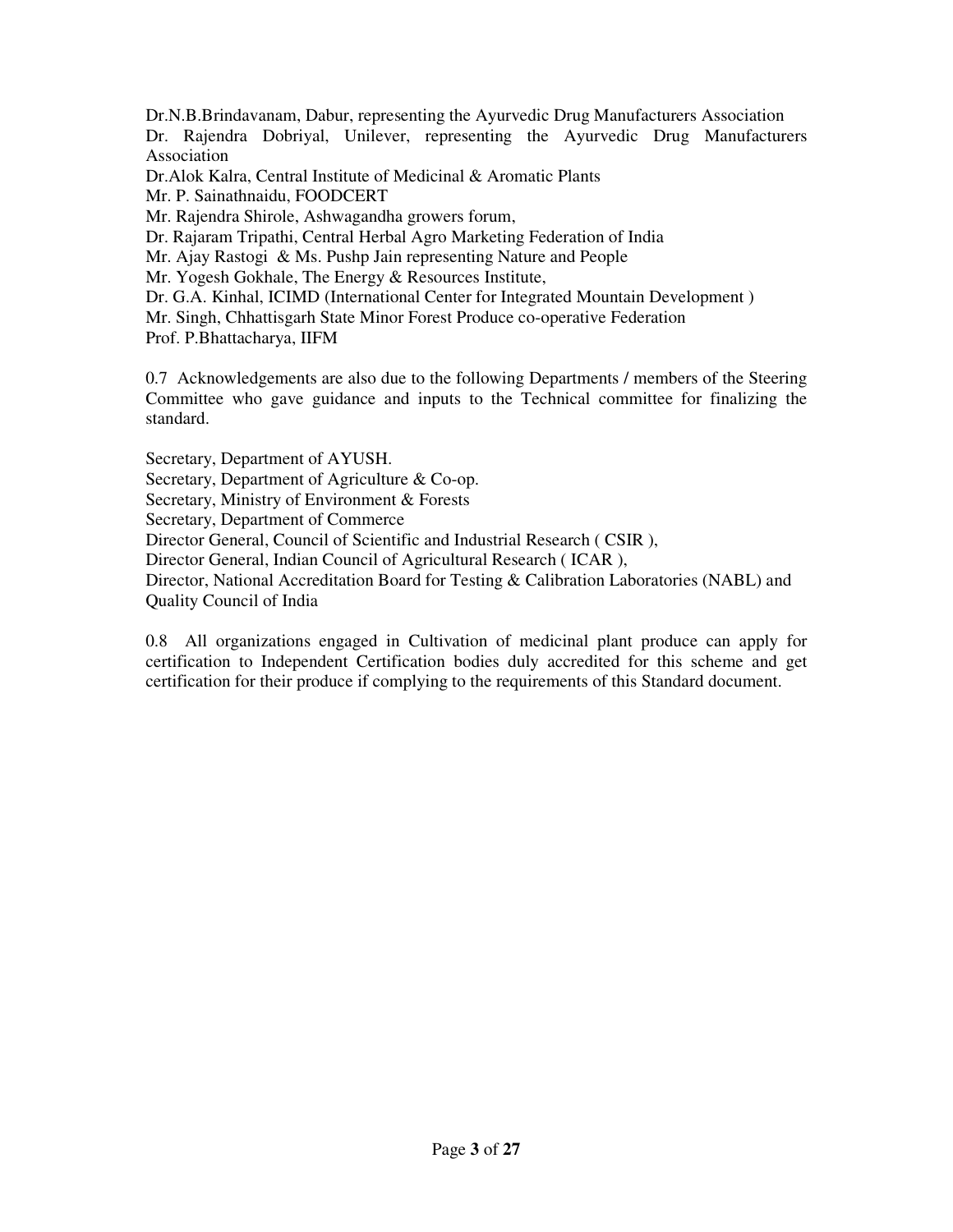Dr.N.B.Brindavanam, Dabur, representing the Ayurvedic Drug Manufacturers Association
Dr. Rajendra Dobriyal, Unilever, representing the Ayurvedic Drug Manufacturers Association
Dr.Alok Kalra, Central Institute of Medicinal & Aromatic Plants
Mr. P. Sainathnaidu, FOODCERT
Mr. Rajendra Shirole, Ashwagandha growers forum,
Dr. Rajaram Tripathi, Central Herbal Agro Marketing Federation of India
Mr. Ajay Rastogi & Ms. Pushp Jain representing Nature and People
Mr. Yogesh Gokhale, The Energy & Resources Institute,
Dr. G.A. Kinhal, ICIMD (International Center for Integrated Mountain Development )
Mr. Singh, Chhattisgarh State Minor Forest Produce co-operative Federation
Prof. P.Bhattacharya, IIFM

0.7 Acknowledgements are also due to the following Departments / members of the Steering Committee who gave guidance and inputs to the Technical committee for finalizing the standard.

Secretary, Department of AYUSH.
Secretary, Department of Agriculture & Co-op.
Secretary, Ministry of Environment & Forests
Secretary, Department of Commerce
Director General, Council of Scientific and Industrial Research ( CSIR ),
Director General, Indian Council of Agricultural Research ( ICAR ),
Director, National Accreditation Board for Testing & Calibration Laboratories (NABL) and Quality Council of India

0.8 All organizations engaged in Cultivation of medicinal plant produce can apply for certification to Independent Certification bodies duly accredited for this scheme and get certification for their produce if complying to the requirements of this Standard document.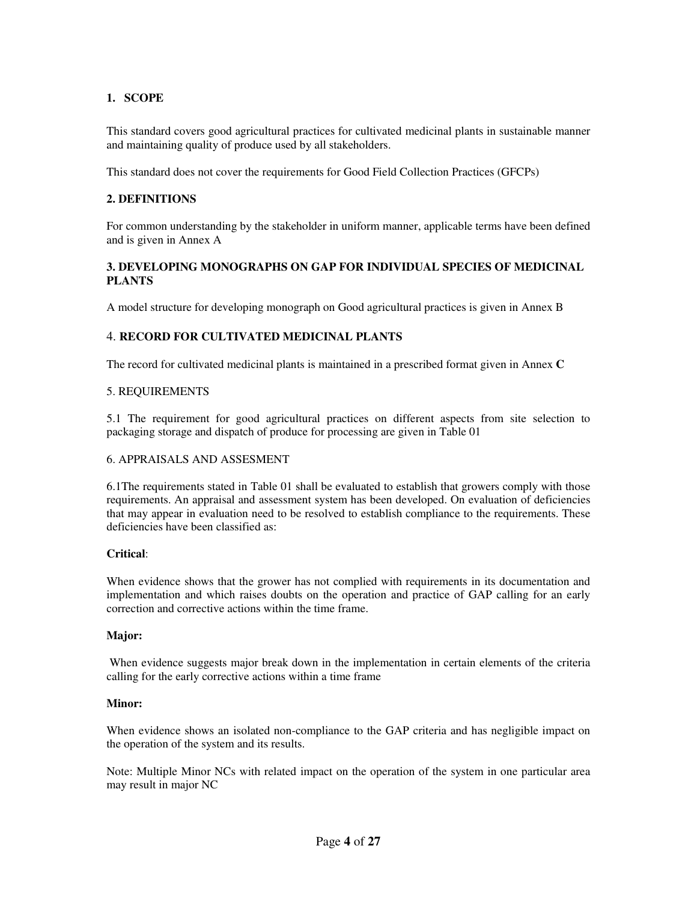## 1. SCOPE

This standard covers good agricultural practices for cultivated medicinal plants in sustainable manner and maintaining quality of produce used by all stakeholders.

This standard does not cover the requirements for Good Field Collection Practices (GFCPs)

## 2. DEFINITIONS

For common understanding by the stakeholder in uniform manner, applicable terms have been defined and is given in Annex A

## 3. DEVELOPING MONOGRAPHS ON GAP FOR INDIVIDUAL SPECIES OF MEDICINAL PLANTS

A model structure for developing monograph on Good agricultural practices is given in Annex B

## 4. RECORD FOR CULTIVATED MEDICINAL PLANTS

The record for cultivated medicinal plants is maintained in a prescribed format given in Annex **C**

## 5. REQUIREMENTS

5.1 The requirement for good agricultural practices on different aspects from site selection to packaging storage and dispatch of produce for processing are given in Table 01

## 6. APPRAISALS AND ASSESMENT

6.1The requirements stated in Table 01 shall be evaluated to establish that growers comply with those requirements. An appraisal and assessment system has been developed. On evaluation of deficiencies that may appear in evaluation need to be resolved to establish compliance to the requirements. These deficiencies have been classified as:

**Critical**:

When evidence shows that the grower has not complied with requirements in its documentation and implementation and which raises doubts on the operation and practice of GAP calling for an early correction and corrective actions within the time frame.

**Major:**

When evidence suggests major break down in the implementation in certain elements of the criteria calling for the early corrective actions within a time frame

**Minor:**

When evidence shows an isolated non-compliance to the GAP criteria and has negligible impact on the operation of the system and its results.

Note: Multiple Minor NCs with related impact on the operation of the system in one particular area may result in major NC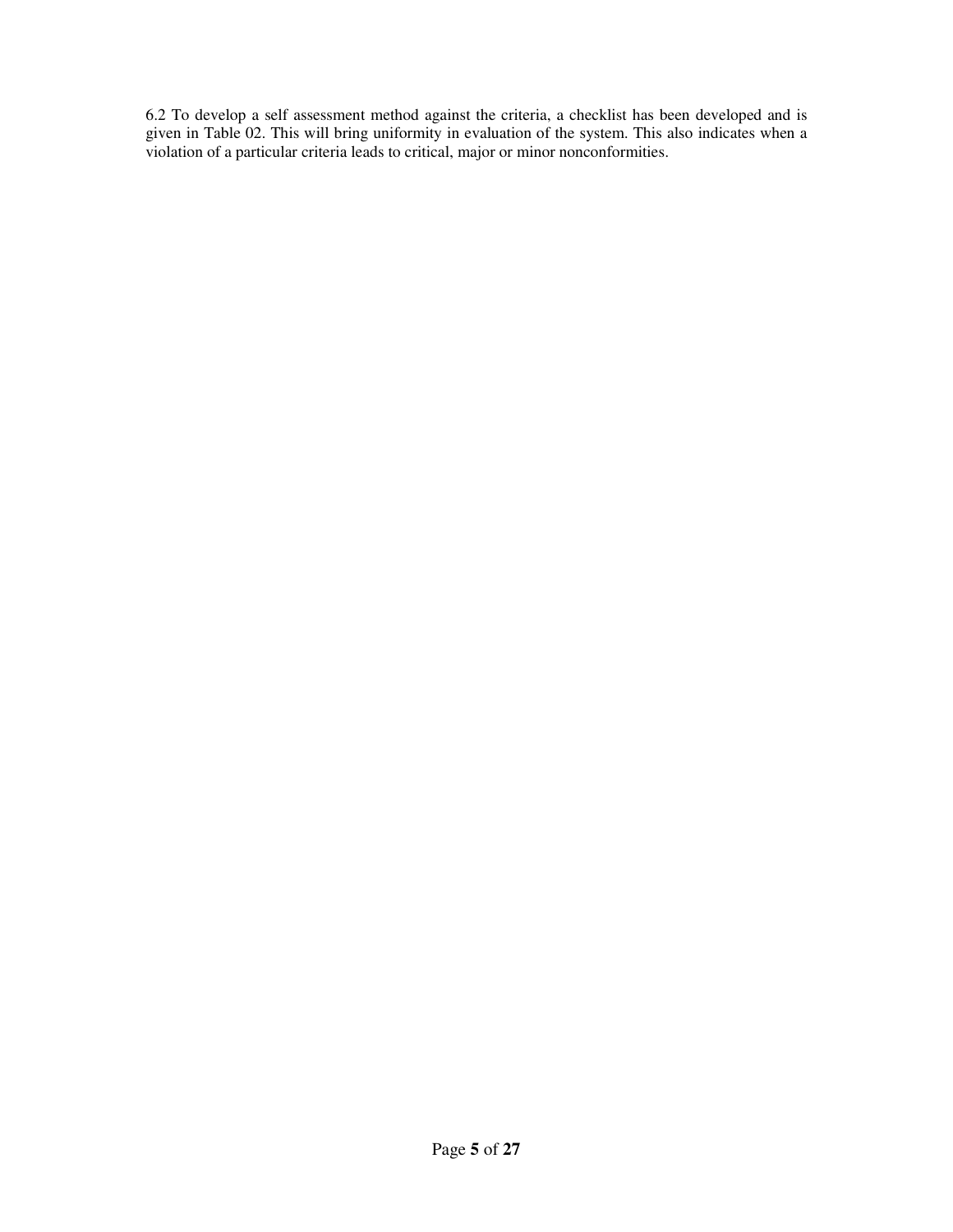6.2 To develop a self assessment method against the criteria, a checklist has been developed and is given in Table 02. This will bring uniformity in evaluation of the system. This also indicates when a violation of a particular criteria leads to critical, major or minor nonconformities.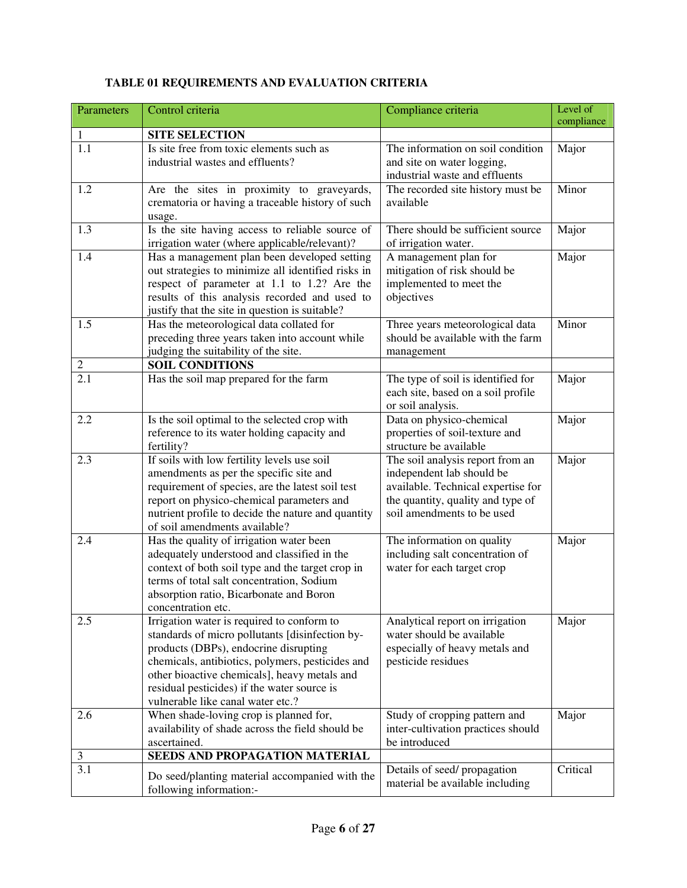**TABLE 01 REQUIREMENTS AND EVALUATION CRITERIA**

| Parameters | Control criteria | Compliance criteria | Level of compliance |
|---|---|---|---|
| 1 | **SITE SELECTION** | | |
| 1.1 | Is site free from toxic elements such as industrial wastes and effluents? | The information on soil condition and site on water logging, industrial waste and effluents | Major |
| 1.2 | Are the sites in proximity to graveyards, crematoria or having a traceable history of such usage. | The recorded site history must be available | Minor |
| 1.3 | Is the site having access to reliable source of irrigation water (where applicable/relevant)? | There should be sufficient source of irrigation water. | Major |
| 1.4 | Has a management plan been developed setting out strategies to minimize all identified risks in respect of parameter at 1.1 to 1.2? Are the results of this analysis recorded and used to justify that the site in question is suitable? | A management plan for mitigation of risk should be implemented to meet the objectives | Major |
| 1.5 | Has the meteorological data collated for preceding three years taken into account while judging the suitability of the site. | Three years meteorological data should be available with the farm management | Minor |
| 2 | **SOIL CONDITIONS** | | |
| 2.1 | Has the soil map prepared for the farm | The type of soil is identified for each site, based on a soil profile or soil analysis. | Major |
| 2.2 | Is the soil optimal to the selected crop with reference to its water holding capacity and fertility? | Data on physico-chemical properties of soil-texture and structure be available | Major |
| 2.3 | If soils with low fertility levels use soil amendments as per the specific site and requirement of species, are the latest soil test report on physico-chemical parameters and nutrient profile to decide the nature and quantity of soil amendments available? | The soil analysis report from an independent lab should be available. Technical expertise for the quantity, quality and type of soil amendments to be used | Major |
| 2.4 | Has the quality of irrigation water been adequately understood and classified in the context of both soil type and the target crop in terms of total salt concentration, Sodium absorption ratio, Bicarbonate and Boron concentration etc. | The information on quality including salt concentration of water for each target crop | Major |
| 2.5 | Irrigation water is required to conform to standards of micro pollutants [disinfection by-products (DBPs), endocrine disrupting chemicals, antibiotics, polymers, pesticides and other bioactive chemicals], heavy metals and residual pesticides) if the water source is vulnerable like canal water etc.? | Analytical report on irrigation water should be available especially of heavy metals and pesticide residues | Major |
| 2.6 | When shade-loving crop is planned for, availability of shade across the field should be ascertained. | Study of cropping pattern and inter-cultivation practices should be introduced | Major |
| 3 | **SEEDS AND PROPAGATION MATERIAL** | | |
| 3.1 | Do seed/planting material accompanied with the following information:- | Details of seed/ propagation material be available including | Critical |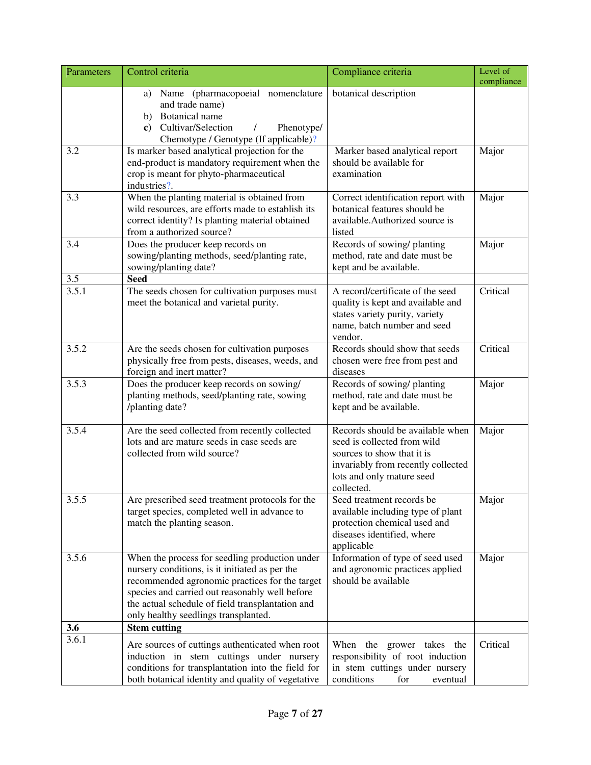| Parameters | Control criteria | Compliance criteria | Level of compliance |
|---|---|---|---|
| | a) Name (pharmacopoeial nomenclature and trade name)<br>b) Botanical name<br>**c)** Cultivar/Selection / Phenotype/ Chemotype / Genotype (If applicable)? | botanical description | |
| 3.2 | Is marker based analytical projection for the end-product is mandatory requirement when the crop is meant for phyto-pharmaceutical industries?. | Marker based analytical report should be available for examination | Major |
| 3.3 | When the planting material is obtained from wild resources, are efforts made to establish its correct identity? Is planting material obtained from a authorized source? | Correct identification report with botanical features should be available.Authorized source is listed | Major |
| 3.4 | Does the producer keep records on sowing/planting methods, seed/planting rate, sowing/planting date? | Records of sowing/ planting method, rate and date must be kept and be available. | Major |
| 3.5 | **Seed** | | |
| 3.5.1 | The seeds chosen for cultivation purposes must meet the botanical and varietal purity. | A record/certificate of the seed quality is kept and available and states variety purity, variety name, batch number and seed vendor. | Critical |
| 3.5.2 | Are the seeds chosen for cultivation purposes physically free from pests, diseases, weeds, and foreign and inert matter? | Records should show that seeds chosen were free from pest and diseases | Critical |
| 3.5.3 | Does the producer keep records on sowing/ planting methods, seed/planting rate, sowing /planting date? | Records of sowing/ planting method, rate and date must be kept and be available. | Major |
| 3.5.4 | Are the seed collected from recently collected lots and are mature seeds in case seeds are collected from wild source? | Records should be available when seed is collected from wild sources to show that it is invariably from recently collected lots and only mature seed collected. | Major |
| 3.5.5 | Are prescribed seed treatment protocols for the target species, completed well in advance to match the planting season. | Seed treatment records be available including type of plant protection chemical used and diseases identified, where applicable | Major |
| 3.5.6 | When the process for seedling production under nursery conditions, is it initiated as per the recommended agronomic practices for the target species and carried out reasonably well before the actual schedule of field transplantation and only healthy seedlings transplanted. | Information of type of seed used and agronomic practices applied should be available | Major |
| **3.6** | **Stem cutting** | | |
| 3.6.1 | Are sources of cuttings authenticated when root induction in stem cuttings under nursery conditions for transplantation into the field for both botanical identity and quality of vegetative | When the grower takes the responsibility of root induction in stem cuttings under nursery conditions for eventual | Critical |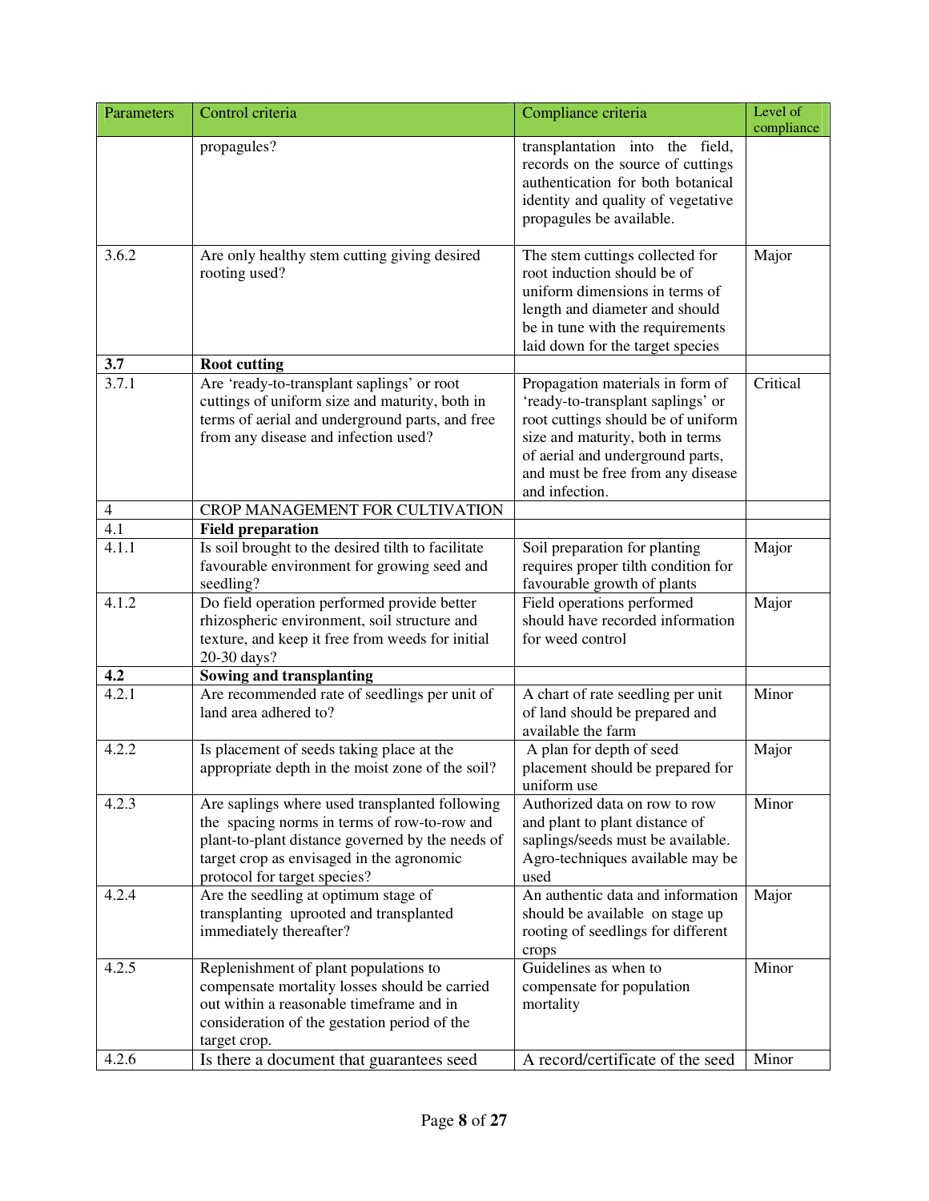| Parameters | Control criteria | Compliance criteria | Level of compliance |
|---|---|---|---|
| | propagules? | transplantation into the field, records on the source of cuttings authentication for both botanical identity and quality of vegetative propagules be available. | |
| 3.6.2 | Are only healthy stem cutting giving desired rooting used? | The stem cuttings collected for root induction should be of uniform dimensions in terms of length and diameter and should be in tune with the requirements laid down for the target species | Major |
| **3.7** | **Root cutting** | | |
| 3.7.1 | Are 'ready-to-transplant saplings' or root cuttings of uniform size and maturity, both in terms of aerial and underground parts, and free from any disease and infection used? | Propagation materials in form of 'ready-to-transplant saplings' or root cuttings should be of uniform size and maturity, both in terms of aerial and underground parts, and must be free from any disease and infection. | Critical |
| 4 | CROP MANAGEMENT FOR CULTIVATION | | |
| 4.1 | **Field preparation** | | |
| 4.1.1 | Is soil brought to the desired tilth to facilitate favourable environment for growing seed and seedling? | Soil preparation for planting requires proper tilth condition for favourable growth of plants | Major |
| 4.1.2 | Do field operation performed provide better rhizospheric environment, soil structure and texture, and keep it free from weeds for initial 20-30 days? | Field operations performed should have recorded information for weed control | Major |
| **4.2** | **Sowing and transplanting** | | |
| 4.2.1 | Are recommended rate of seedlings per unit of land area adhered to? | A chart of rate seedling per unit of land should be prepared and available the farm | Minor |
| 4.2.2 | Is placement of seeds taking place at the appropriate depth in the moist zone of the soil? | A plan for depth of seed placement should be prepared for uniform use | Major |
| 4.2.3 | Are saplings where used transplanted following the spacing norms in terms of row-to-row and plant-to-plant distance governed by the needs of target crop as envisaged in the agronomic protocol for target species? | Authorized data on row to row and plant to plant distance of saplings/seeds must be available. Agro-techniques available may be used | Minor |
| 4.2.4 | Are the seedling at optimum stage of transplanting uprooted and transplanted immediately thereafter? | An authentic data and information should be available on stage up rooting of seedlings for different crops | Major |
| 4.2.5 | Replenishment of plant populations to compensate mortality losses should be carried out within a reasonable timeframe and in consideration of the gestation period of the target crop. | Guidelines as when to compensate for population mortality | Minor |
| 4.2.6 | Is there a document that guarantees seed | A record/certificate of the seed | Minor |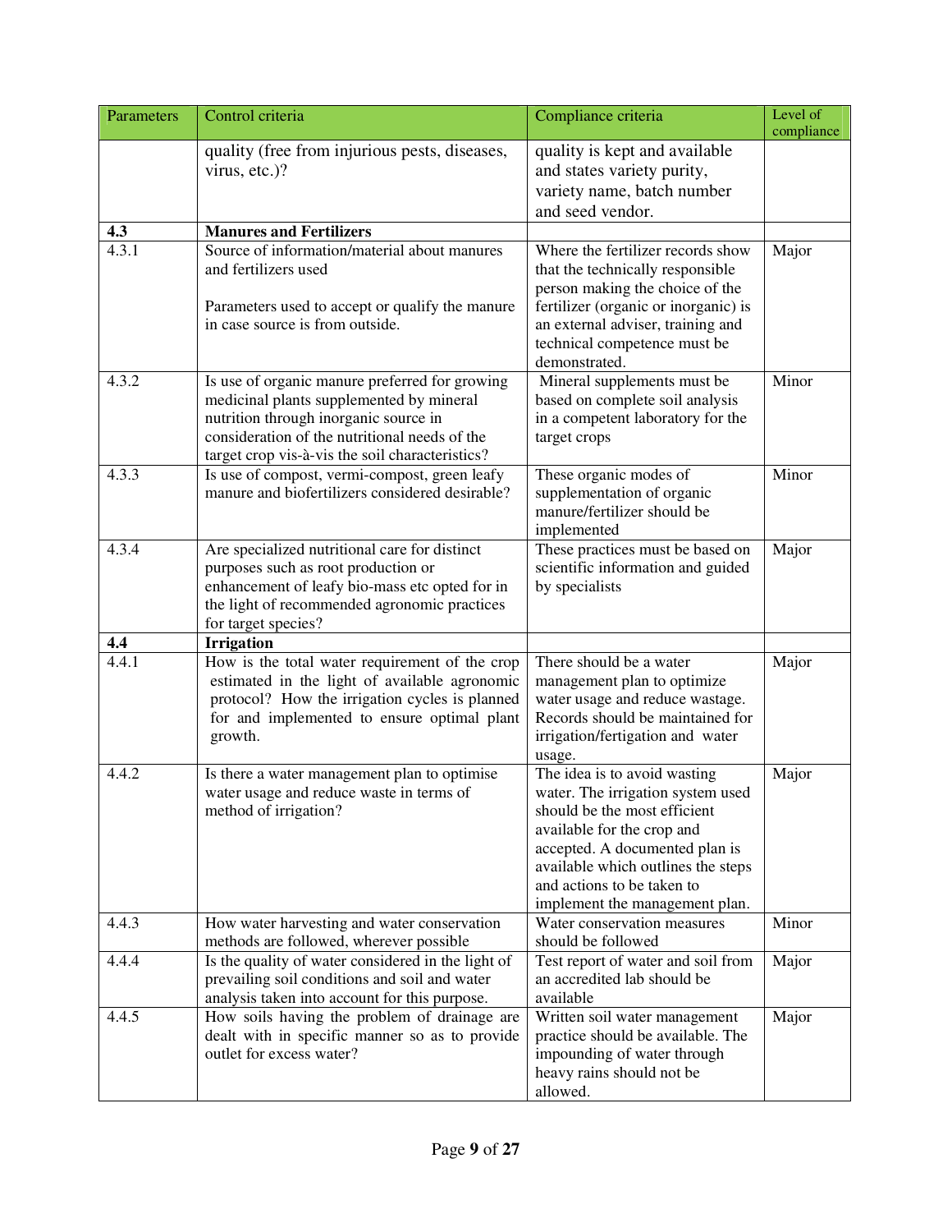| Parameters | Control criteria | Compliance criteria | Level of compliance |
|---|---|---|---|
| | quality (free from injurious pests, diseases, virus, etc.)? | quality is kept and available and states variety purity, variety name, batch number and seed vendor. | |
| **4.3** | **Manures and Fertilizers** | | |
| 4.3.1 | Source of information/material about manures and fertilizers used<br><br>Parameters used to accept or qualify the manure in case source is from outside. | Where the fertilizer records show that the technically responsible person making the choice of the fertilizer (organic or inorganic) is an external adviser, training and technical competence must be demonstrated. | Major |
| 4.3.2 | Is use of organic manure preferred for growing medicinal plants supplemented by mineral nutrition through inorganic source in consideration of the nutritional needs of the target crop vis-à-vis the soil characteristics? | Mineral supplements must be based on complete soil analysis in a competent laboratory for the target crops | Minor |
| 4.3.3 | Is use of compost, vermi-compost, green leafy manure and biofertilizers considered desirable? | These organic modes of supplementation of organic manure/fertilizer should be implemented | Minor |
| 4.3.4 | Are specialized nutritional care for distinct purposes such as root production or enhancement of leafy bio-mass etc opted for in the light of recommended agronomic practices for target species? | These practices must be based on scientific information and guided by specialists | Major |
| **4.4** | **Irrigation** | | |
| 4.4.1 | How is the total water requirement of the crop estimated in the light of available agronomic protocol? How the irrigation cycles is planned for and implemented to ensure optimal plant growth. | There should be a water management plan to optimize water usage and reduce wastage. Records should be maintained for irrigation/fertigation and water usage. | Major |
| 4.4.2 | Is there a water management plan to optimise water usage and reduce waste in terms of method of irrigation? | The idea is to avoid wasting water. The irrigation system used should be the most efficient available for the crop and accepted. A documented plan is available which outlines the steps and actions to be taken to implement the management plan. | Major |
| 4.4.3 | How water harvesting and water conservation methods are followed, wherever possible | Water conservation measures should be followed | Minor |
| 4.4.4 | Is the quality of water considered in the light of prevailing soil conditions and soil and water analysis taken into account for this purpose. | Test report of water and soil from an accredited lab should be available | Major |
| 4.4.5 | How soils having the problem of drainage are dealt with in specific manner so as to provide outlet for excess water? | Written soil water management practice should be available. The impounding of water through heavy rains should not be allowed. | Major |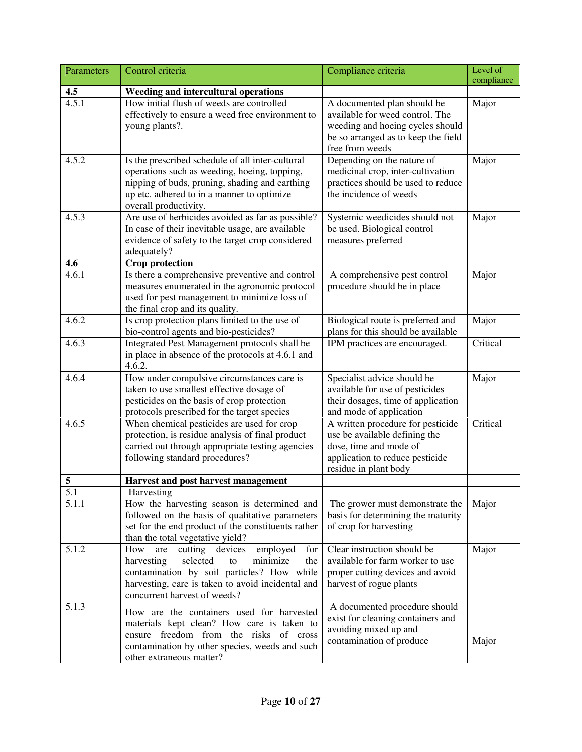| Parameters | Control criteria | Compliance criteria | Level of compliance |
|---|---|---|---|
| **4.5** | **Weeding and intercultural operations** | | |
| 4.5.1 | How initial flush of weeds are controlled effectively to ensure a weed free environment to young plants?. | A documented plan should be available for weed control. The weeding and hoeing cycles should be so arranged as to keep the field free from weeds | Major |
| 4.5.2 | Is the prescribed schedule of all inter-cultural operations such as weeding, hoeing, topping, nipping of buds, pruning, shading and earthing up etc. adhered to in a manner to optimize overall productivity. | Depending on the nature of medicinal crop, inter-cultivation practices should be used to reduce the incidence of weeds | Major |
| 4.5.3 | Are use of herbicides avoided as far as possible? In case of their inevitable usage, are available evidence of safety to the target crop considered adequately? | Systemic weedicides should not be used. Biological control measures preferred | Major |
| **4.6** | **Crop protection** | | |
| 4.6.1 | Is there a comprehensive preventive and control measures enumerated in the agronomic protocol used for pest management to minimize loss of the final crop and its quality. | A comprehensive pest control procedure should be in place | Major |
| 4.6.2 | Is crop protection plans limited to the use of bio-control agents and bio-pesticides? | Biological route is preferred and plans for this should be available | Major |
| 4.6.3 | Integrated Pest Management protocols shall be in place in absence of the protocols at 4.6.1 and 4.6.2. | IPM practices are encouraged. | Critical |
| 4.6.4 | How under compulsive circumstances care is taken to use smallest effective dosage of pesticides on the basis of crop protection protocols prescribed for the target species | Specialist advice should be available for use of pesticides their dosages, time of application and mode of application | Major |
| 4.6.5 | When chemical pesticides are used for crop protection, is residue analysis of final product carried out through appropriate testing agencies following standard procedures? | A written procedure for pesticide use be available defining the dose, time and mode of application to reduce pesticide residue in plant body | Critical |
| **5** | **Harvest and post harvest management** | | |
| 5.1 | Harvesting | | |
| 5.1.1 | How the harvesting season is determined and followed on the basis of qualitative parameters set for the end product of the constituents rather than the total vegetative yield? | The grower must demonstrate the basis for determining the maturity of crop for harvesting | Major |
| 5.1.2 | How are cutting devices employed for harvesting selected to minimize the contamination by soil particles? How while harvesting, care is taken to avoid incidental and concurrent harvest of weeds? | Clear instruction should be available for farm worker to use proper cutting devices and avoid harvest of rogue plants | Major |
| 5.1.3 | How are the containers used for harvested materials kept clean? How care is taken to ensure freedom from the risks of cross contamination by other species, weeds and such other extraneous matter? | A documented procedure should exist for cleaning containers and avoiding mixed up and contamination of produce | Major |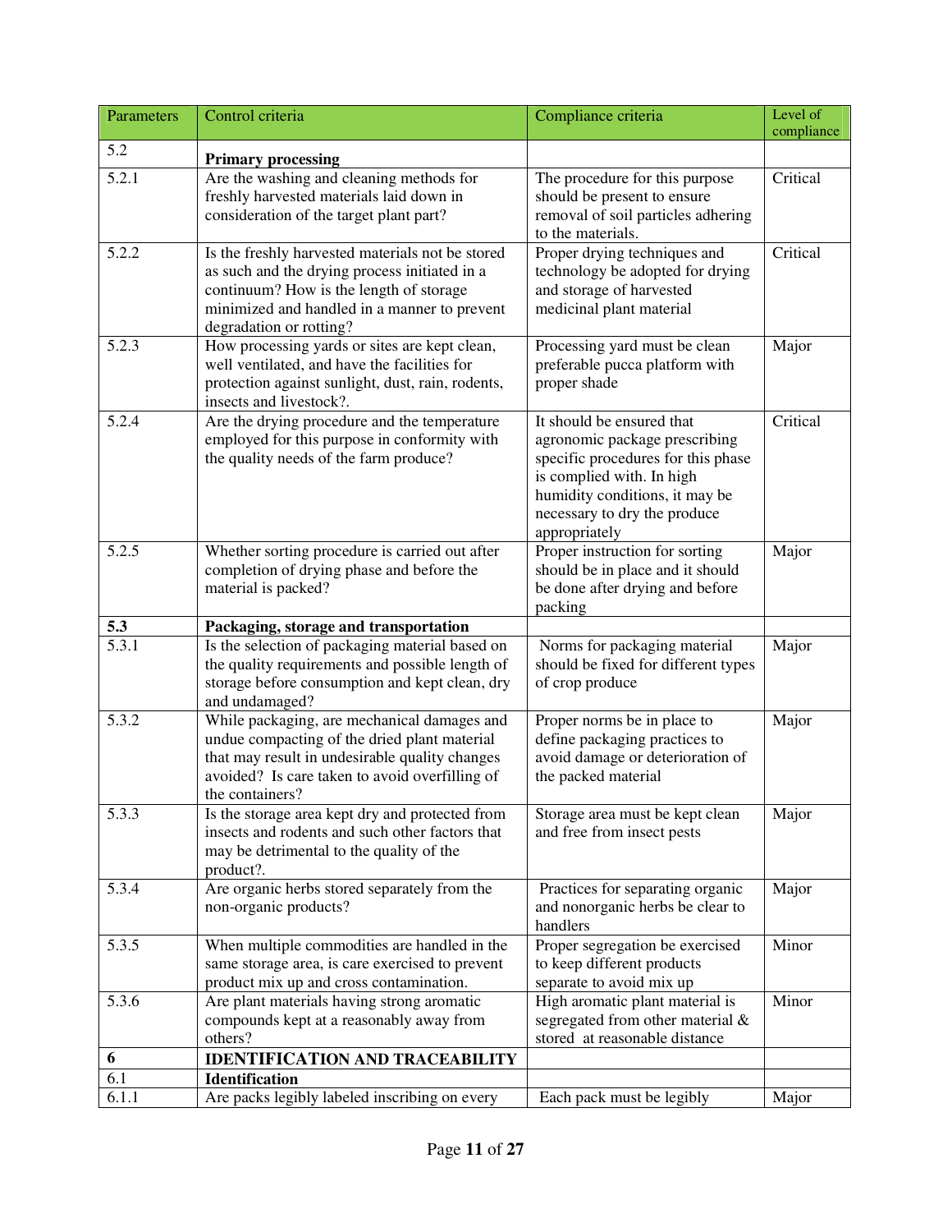| Parameters | Control criteria | Compliance criteria | Level of compliance |
|---|---|---|---|
| 5.2 | **Primary processing** | | |
| 5.2.1 | Are the washing and cleaning methods for freshly harvested materials laid down in consideration of the target plant part? | The procedure for this purpose should be present to ensure removal of soil particles adhering to the materials. | Critical |
| 5.2.2 | Is the freshly harvested materials not be stored as such and the drying process initiated in a continuum? How is the length of storage minimized and handled in a manner to prevent degradation or rotting? | Proper drying techniques and technology be adopted for drying and storage of harvested medicinal plant material | Critical |
| 5.2.3 | How processing yards or sites are kept clean, well ventilated, and have the facilities for protection against sunlight, dust, rain, rodents, insects and livestock?. | Processing yard must be clean preferable pucca platform with proper shade | Major |
| 5.2.4 | Are the drying procedure and the temperature employed for this purpose in conformity with the quality needs of the farm produce? | It should be ensured that agronomic package prescribing specific procedures for this phase is complied with. In high humidity conditions, it may be necessary to dry the produce appropriately | Critical |
| 5.2.5 | Whether sorting procedure is carried out after completion of drying phase and before the material is packed? | Proper instruction for sorting should be in place and it should be done after drying and before packing | Major |
| **5.3** | **Packaging, storage and transportation** | | |
| 5.3.1 | Is the selection of packaging material based on the quality requirements and possible length of storage before consumption and kept clean, dry and undamaged? | Norms for packaging material should be fixed for different types of crop produce | Major |
| 5.3.2 | While packaging, are mechanical damages and undue compacting of the dried plant material that may result in undesirable quality changes avoided? Is care taken to avoid overfilling of the containers? | Proper norms be in place to define packaging practices to avoid damage or deterioration of the packed material | Major |
| 5.3.3 | Is the storage area kept dry and protected from insects and rodents and such other factors that may be detrimental to the quality of the product?. | Storage area must be kept clean and free from insect pests | Major |
| 5.3.4 | Are organic herbs stored separately from the non-organic products? | Practices for separating organic and nonorganic herbs be clear to handlers | Major |
| 5.3.5 | When multiple commodities are handled in the same storage area, is care exercised to prevent product mix up and cross contamination. | Proper segregation be exercised to keep different products separate to avoid mix up | Minor |
| 5.3.6 | Are plant materials having strong aromatic compounds kept at a reasonably away from others? | High aromatic plant material is segregated from other material & stored at reasonable distance | Minor |
| **6** | **IDENTIFICATION AND TRACEABILITY** | | |
| 6.1 | **Identification** | | |
| 6.1.1 | Are packs legibly labeled inscribing on every | Each pack must be legibly | Major |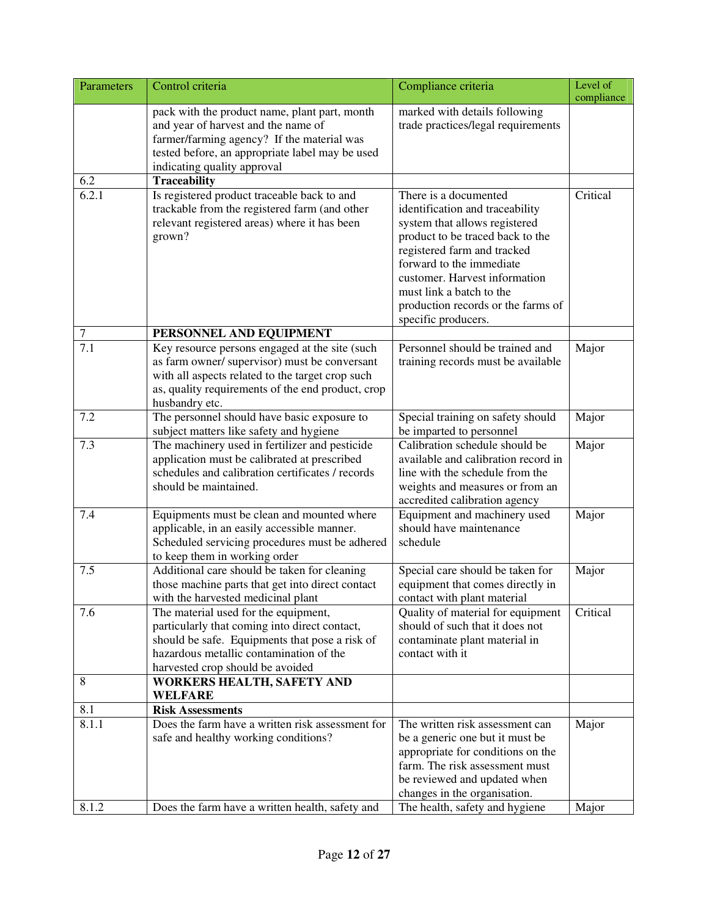| Parameters | Control criteria | Compliance criteria | Level of compliance |
|---|---|---|---|
| | pack with the product name, plant part, month and year of harvest and the name of farmer/farming agency? If the material was tested before, an appropriate label may be used indicating quality approval | marked with details following trade practices/legal requirements | |
| 6.2 | **Traceability** | | |
| 6.2.1 | Is registered product traceable back to and trackable from the registered farm (and other relevant registered areas) where it has been grown? | There is a documented identification and traceability system that allows registered product to be traced back to the registered farm and tracked forward to the immediate customer. Harvest information must link a batch to the production records or the farms of specific producers. | Critical |
| 7 | **PERSONNEL AND EQUIPMENT** | | |
| 7.1 | Key resource persons engaged at the site (such as farm owner/ supervisor) must be conversant with all aspects related to the target crop such as, quality requirements of the end product, crop husbandry etc. | Personnel should be trained and training records must be available | Major |
| 7.2 | The personnel should have basic exposure to subject matters like safety and hygiene | Special training on safety should be imparted to personnel | Major |
| 7.3 | The machinery used in fertilizer and pesticide application must be calibrated at prescribed schedules and calibration certificates / records should be maintained. | Calibration schedule should be available and calibration record in line with the schedule from the weights and measures or from an accredited calibration agency | Major |
| 7.4 | Equipments must be clean and mounted where applicable, in an easily accessible manner. Scheduled servicing procedures must be adhered to keep them in working order | Equipment and machinery used should have maintenance schedule | Major |
| 7.5 | Additional care should be taken for cleaning those machine parts that get into direct contact with the harvested medicinal plant | Special care should be taken for equipment that comes directly in contact with plant material | Major |
| 7.6 | The material used for the equipment, particularly that coming into direct contact, should be safe. Equipments that pose a risk of hazardous metallic contamination of the harvested crop should be avoided | Quality of material for equipment should of such that it does not contaminate plant material in contact with it | Critical |
| 8 | **WORKERS HEALTH, SAFETY AND WELFARE** | | |
| 8.1 | **Risk Assessments** | | |
| 8.1.1 | Does the farm have a written risk assessment for safe and healthy working conditions? | The written risk assessment can be a generic one but it must be appropriate for conditions on the farm. The risk assessment must be reviewed and updated when changes in the organisation. | Major |
| 8.1.2 | Does the farm have a written health, safety and | The health, safety and hygiene | Major |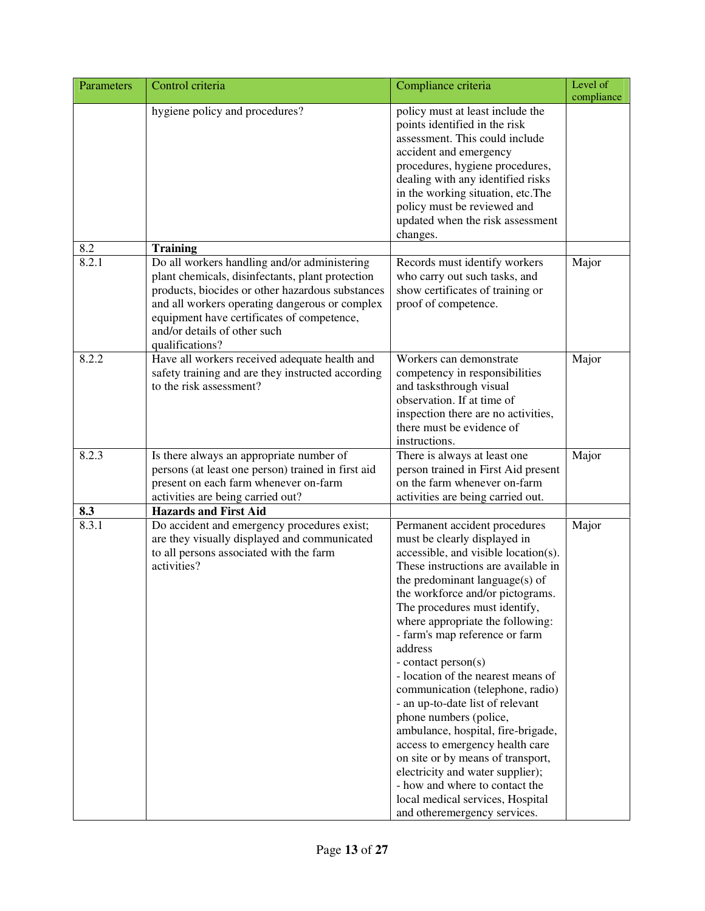| Parameters | Control criteria | Compliance criteria | Level of compliance |
|---|---|---|---|
| | hygiene policy and procedures? | policy must at least include the points identified in the risk assessment. This could include accident and emergency procedures, hygiene procedures, dealing with any identified risks in the working situation, etc.The policy must be reviewed and updated when the risk assessment changes. | |
| 8.2 | **Training** | | |
| 8.2.1 | Do all workers handling and/or administering plant chemicals, disinfectants, plant protection products, biocides or other hazardous substances and all workers operating dangerous or complex equipment have certificates of competence, and/or details of other such qualifications? | Records must identify workers who carry out such tasks, and show certificates of training or proof of competence. | Major |
| 8.2.2 | Have all workers received adequate health and safety training and are they instructed according to the risk assessment? | Workers can demonstrate competency in responsibilities and tasksthrough visual observation. If at time of inspection there are no activities, there must be evidence of instructions. | Major |
| 8.2.3 | Is there always an appropriate number of persons (at least one person) trained in first aid present on each farm whenever on-farm activities are being carried out? | There is always at least one person trained in First Aid present on the farm whenever on-farm activities are being carried out. | Major |
| **8.3** | **Hazards and First Aid** | | |
| 8.3.1 | Do accident and emergency procedures exist; are they visually displayed and communicated to all persons associated with the farm activities? | Permanent accident procedures must be clearly displayed in accessible, and visible location(s). These instructions are available in the predominant language(s) of the workforce and/or pictograms. The procedures must identify, where appropriate the following:<br>- farm's map reference or farm address<br>- contact person(s)<br>- location of the nearest means of communication (telephone, radio)<br>- an up-to-date list of relevant phone numbers (police, ambulance, hospital, fire-brigade, access to emergency health care on site or by means of transport, electricity and water supplier);<br>- how and where to contact the local medical services, Hospital and otheremergency services. | Major |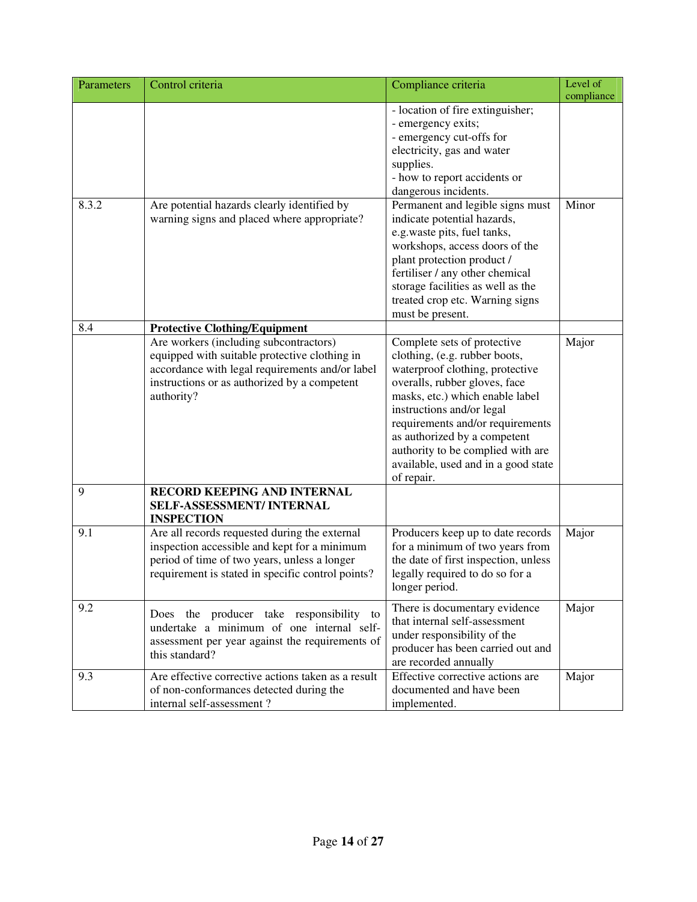| Parameters | Control criteria | Compliance criteria | Level of compliance |
|---|---|---|---|
| | | - location of fire extinguisher;<br>- emergency exits;<br>- emergency cut-offs for electricity, gas and water supplies.<br>- how to report accidents or dangerous incidents. | |
| 8.3.2 | Are potential hazards clearly identified by warning signs and placed where appropriate? | Permanent and legible signs must indicate potential hazards, e.g.waste pits, fuel tanks, workshops, access doors of the plant protection product / fertiliser / any other chemical storage facilities as well as the treated crop etc. Warning signs must be present. | Minor |
| 8.4 | **Protective Clothing/Equipment** | | |
| | Are workers (including subcontractors) equipped with suitable protective clothing in accordance with legal requirements and/or label instructions or as authorized by a competent authority? | Complete sets of protective clothing, (e.g. rubber boots, waterproof clothing, protective overalls, rubber gloves, face masks, etc.) which enable label instructions and/or legal requirements and/or requirements as authorized by a competent authority to be complied with are available, used and in a good state of repair. | Major |
| 9 | **RECORD KEEPING AND INTERNAL SELF-ASSESSMENT/ INTERNAL INSPECTION** | | |
| 9.1 | Are all records requested during the external inspection accessible and kept for a minimum period of time of two years, unless a longer requirement is stated in specific control points? | Producers keep up to date records for a minimum of two years from the date of first inspection, unless legally required to do so for a longer period. | Major |
| 9.2 | Does the producer take responsibility to undertake a minimum of one internal self-assessment per year against the requirements of this standard? | There is documentary evidence that internal self-assessment under responsibility of the producer has been carried out and are recorded annually | Major |
| 9.3 | Are effective corrective actions taken as a result of non-conformances detected during the internal self-assessment ? | Effective corrective actions are documented and have been implemented. | Major |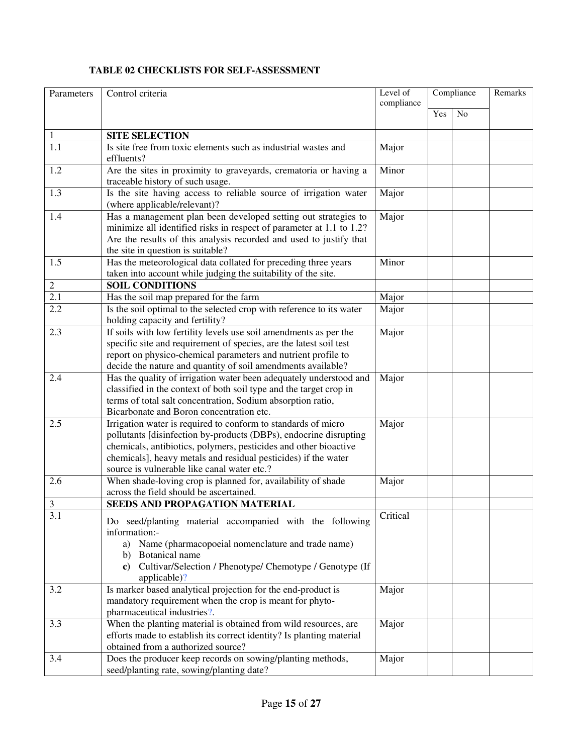**TABLE 02 CHECKLISTS FOR SELF-ASSESSMENT**

| Parameters | Control criteria | Level of compliance | Compliance | | Remarks |
|---|---|---|---|---|---|
| | | | Yes | No | |
| 1 | **SITE SELECTION** | | | | |
| 1.1 | Is site free from toxic elements such as industrial wastes and effluents? | Major | | | |
| 1.2 | Are the sites in proximity to graveyards, crematoria or having a traceable history of such usage. | Minor | | | |
| 1.3 | Is the site having access to reliable source of irrigation water (where applicable/relevant)? | Major | | | |
| 1.4 | Has a management plan been developed setting out strategies to minimize all identified risks in respect of parameter at 1.1 to 1.2? Are the results of this analysis recorded and used to justify that the site in question is suitable? | Major | | | |
| 1.5 | Has the meteorological data collated for preceding three years taken into account while judging the suitability of the site. | Minor | | | |
| 2 | **SOIL CONDITIONS** | | | | |
| 2.1 | Has the soil map prepared for the farm | Major | | | |
| 2.2 | Is the soil optimal to the selected crop with reference to its water holding capacity and fertility? | Major | | | |
| 2.3 | If soils with low fertility levels use soil amendments as per the specific site and requirement of species, are the latest soil test report on physico-chemical parameters and nutrient profile to decide the nature and quantity of soil amendments available? | Major | | | |
| 2.4 | Has the quality of irrigation water been adequately understood and classified in the context of both soil type and the target crop in terms of total salt concentration, Sodium absorption ratio, Bicarbonate and Boron concentration etc. | Major | | | |
| 2.5 | Irrigation water is required to conform to standards of micro pollutants [disinfection by-products (DBPs), endocrine disrupting chemicals, antibiotics, polymers, pesticides and other bioactive chemicals], heavy metals and residual pesticides) if the water source is vulnerable like canal water etc.? | Major | | | |
| 2.6 | When shade-loving crop is planned for, availability of shade across the field should be ascertained. | Major | | | |
| 3 | **SEEDS AND PROPAGATION MATERIAL** | | | | |
| 3.1 | Do seed/planting material accompanied with the following information:- a) Name (pharmacopoeial nomenclature and trade name) b) Botanical name **c)** Cultivar/Selection / Phenotype/ Chemotype / Genotype (If applicable)? | Critical | | | |
| 3.2 | Is marker based analytical projection for the end-product is mandatory requirement when the crop is meant for phyto-pharmaceutical industries?. | Major | | | |
| 3.3 | When the planting material is obtained from wild resources, are efforts made to establish its correct identity? Is planting material obtained from a authorized source? | Major | | | |
| 3.4 | Does the producer keep records on sowing/planting methods, seed/planting rate, sowing/planting date? | Major | | | |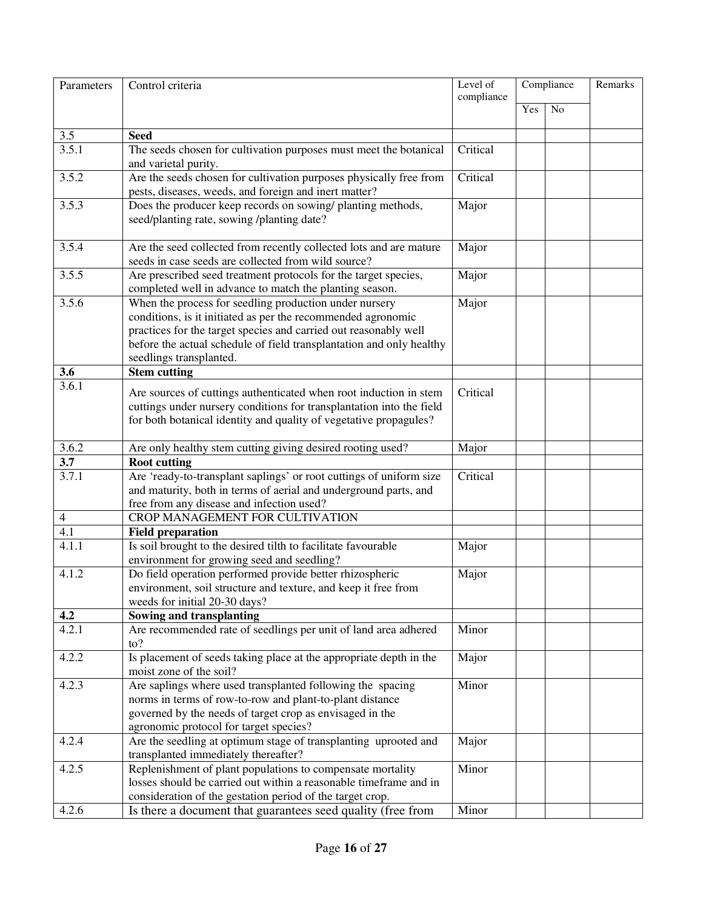| Parameters | Control criteria | Level of compliance | Compliance | | Remarks |
|---|---|---|---|---|---|
| | | | Yes | No | |
| 3.5 | **Seed** | | | | |
| 3.5.1 | The seeds chosen for cultivation purposes must meet the botanical and varietal purity. | Critical | | | |
| 3.5.2 | Are the seeds chosen for cultivation purposes physically free from pests, diseases, weeds, and foreign and inert matter? | Critical | | | |
| 3.5.3 | Does the producer keep records on sowing/ planting methods, seed/planting rate, sowing /planting date? | Major | | | |
| 3.5.4 | Are the seed collected from recently collected lots and are mature seeds in case seeds are collected from wild source? | Major | | | |
| 3.5.5 | Are prescribed seed treatment protocols for the target species, completed well in advance to match the planting season. | Major | | | |
| 3.5.6 | When the process for seedling production under nursery conditions, is it initiated as per the recommended agronomic practices for the target species and carried out reasonably well before the actual schedule of field transplantation and only healthy seedlings transplanted. | Major | | | |
| **3.6** | **Stem cutting** | | | | |
| 3.6.1 | Are sources of cuttings authenticated when root induction in stem cuttings under nursery conditions for transplantation into the field for both botanical identity and quality of vegetative propagules? | Critical | | | |
| 3.6.2 | Are only healthy stem cutting giving desired rooting used? | Major | | | |
| **3.7** | **Root cutting** | | | | |
| 3.7.1 | Are 'ready-to-transplant saplings' or root cuttings of uniform size and maturity, both in terms of aerial and underground parts, and free from any disease and infection used? | Critical | | | |
| 4 | CROP MANAGEMENT FOR CULTIVATION | | | | |
| 4.1 | **Field preparation** | | | | |
| 4.1.1 | Is soil brought to the desired tilth to facilitate favourable environment for growing seed and seedling? | Major | | | |
| 4.1.2 | Do field operation performed provide better rhizospheric environment, soil structure and texture, and keep it free from weeds for initial 20-30 days? | Major | | | |
| **4.2** | **Sowing and transplanting** | | | | |
| 4.2.1 | Are recommended rate of seedlings per unit of land area adhered to? | Minor | | | |
| 4.2.2 | Is placement of seeds taking place at the appropriate depth in the moist zone of the soil? | Major | | | |
| 4.2.3 | Are saplings where used transplanted following the spacing norms in terms of row-to-row and plant-to-plant distance governed by the needs of target crop as envisaged in the agronomic protocol for target species? | Minor | | | |
| 4.2.4 | Are the seedling at optimum stage of transplanting uprooted and transplanted immediately thereafter? | Major | | | |
| 4.2.5 | Replenishment of plant populations to compensate mortality losses should be carried out within a reasonable timeframe and in consideration of the gestation period of the target crop. | Minor | | | |
| 4.2.6 | Is there a document that guarantees seed quality (free from | Minor | | | |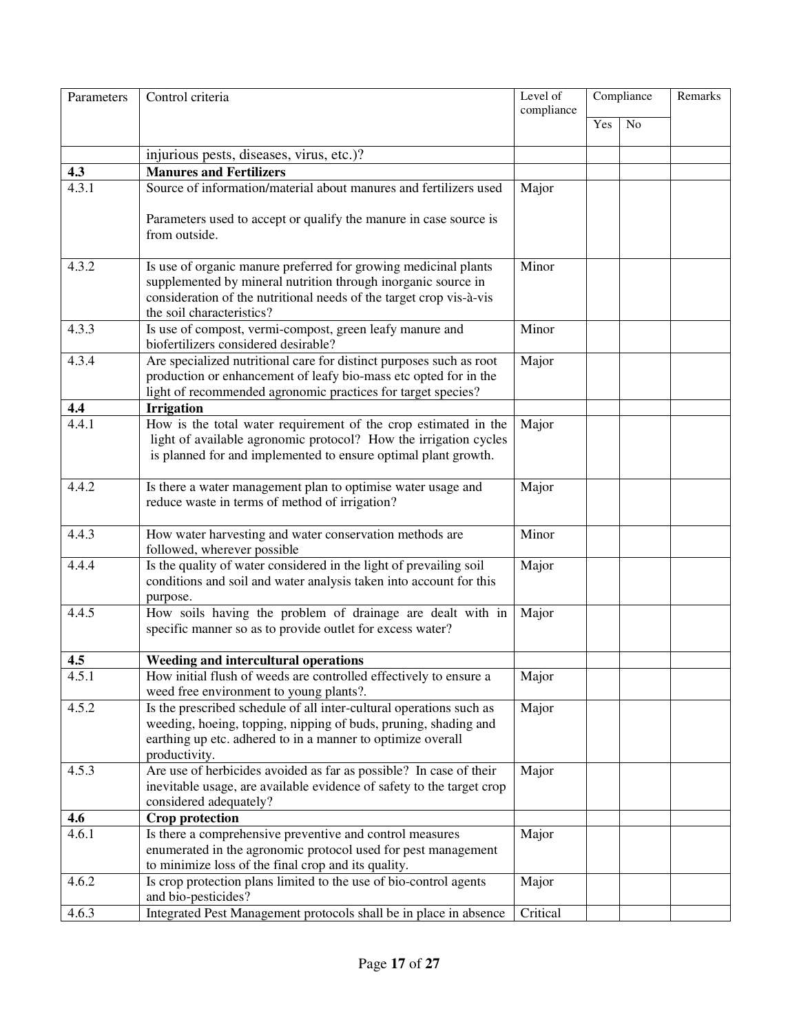| Parameters | Control criteria | Level of compliance | Compliance | | Remarks |
|---|---|---|---|---|---|
| | | | Yes | No | |
| | injurious pests, diseases, virus, etc.)? | | | | |
| **4.3** | **Manures and Fertilizers** | | | | |
| 4.3.1 | Source of information/material about manures and fertilizers used<br><br>Parameters used to accept or qualify the manure in case source is from outside. | Major | | | |
| 4.3.2 | Is use of organic manure preferred for growing medicinal plants supplemented by mineral nutrition through inorganic source in consideration of the nutritional needs of the target crop vis-à-vis the soil characteristics? | Minor | | | |
| 4.3.3 | Is use of compost, vermi-compost, green leafy manure and biofertilizers considered desirable? | Minor | | | |
| 4.3.4 | Are specialized nutritional care for distinct purposes such as root production or enhancement of leafy bio-mass etc opted for in the light of recommended agronomic practices for target species? | Major | | | |
| **4.4** | **Irrigation** | | | | |
| 4.4.1 | How is the total water requirement of the crop estimated in the light of available agronomic protocol? How the irrigation cycles is planned for and implemented to ensure optimal plant growth. | Major | | | |
| 4.4.2 | Is there a water management plan to optimise water usage and reduce waste in terms of method of irrigation? | Major | | | |
| 4.4.3 | How water harvesting and water conservation methods are followed, wherever possible | Minor | | | |
| 4.4.4 | Is the quality of water considered in the light of prevailing soil conditions and soil and water analysis taken into account for this purpose. | Major | | | |
| 4.4.5 | How soils having the problem of drainage are dealt with in specific manner so as to provide outlet for excess water? | Major | | | |
| **4.5** | **Weeding and intercultural operations** | | | | |
| 4.5.1 | How initial flush of weeds are controlled effectively to ensure a weed free environment to young plants?. | Major | | | |
| 4.5.2 | Is the prescribed schedule of all inter-cultural operations such as weeding, hoeing, topping, nipping of buds, pruning, shading and earthing up etc. adhered to in a manner to optimize overall productivity. | Major | | | |
| 4.5.3 | Are use of herbicides avoided as far as possible? In case of their inevitable usage, are available evidence of safety to the target crop considered adequately? | Major | | | |
| **4.6** | **Crop protection** | | | | |
| 4.6.1 | Is there a comprehensive preventive and control measures enumerated in the agronomic protocol used for pest management to minimize loss of the final crop and its quality. | Major | | | |
| 4.6.2 | Is crop protection plans limited to the use of bio-control agents and bio-pesticides? | Major | | | |
| 4.6.3 | Integrated Pest Management protocols shall be in place in absence | Critical | | | |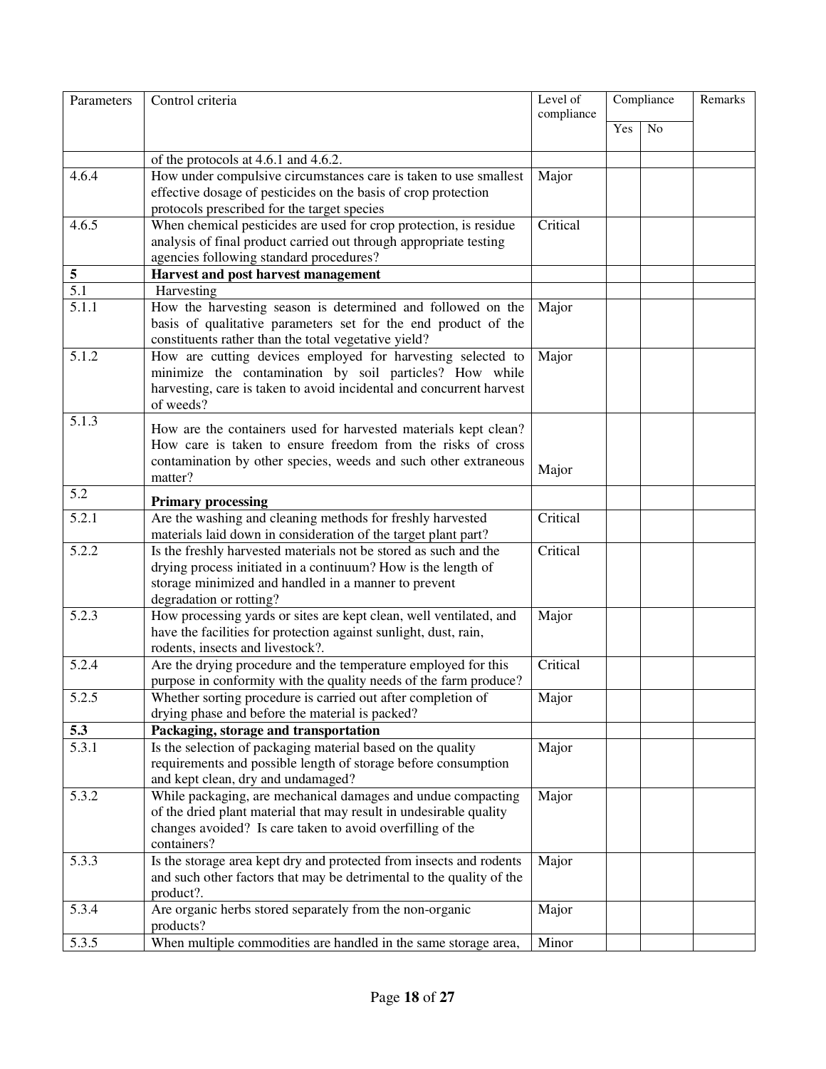| Parameters | Control criteria | Level of compliance | Compliance | | Remarks |
|---|---|---|---|---|---|
| | | | Yes | No | |
| | of the protocols at 4.6.1 and 4.6.2. | | | | |
| 4.6.4 | How under compulsive circumstances care is taken to use smallest effective dosage of pesticides on the basis of crop protection protocols prescribed for the target species | Major | | | |
| 4.6.5 | When chemical pesticides are used for crop protection, is residue analysis of final product carried out through appropriate testing agencies following standard procedures? | Critical | | | |
| **5** | **Harvest and post harvest management** | | | | |
| 5.1 | Harvesting | | | | |
| 5.1.1 | How the harvesting season is determined and followed on the basis of qualitative parameters set for the end product of the constituents rather than the total vegetative yield? | Major | | | |
| 5.1.2 | How are cutting devices employed for harvesting selected to minimize the contamination by soil particles? How while harvesting, care is taken to avoid incidental and concurrent harvest of weeds? | Major | | | |
| 5.1.3 | How are the containers used for harvested materials kept clean? How care is taken to ensure freedom from the risks of cross contamination by other species, weeds and such other extraneous matter? | Major | | | |
| 5.2 | **Primary processing** | | | | |
| 5.2.1 | Are the washing and cleaning methods for freshly harvested materials laid down in consideration of the target plant part? | Critical | | | |
| 5.2.2 | Is the freshly harvested materials not be stored as such and the drying process initiated in a continuum? How is the length of storage minimized and handled in a manner to prevent degradation or rotting? | Critical | | | |
| 5.2.3 | How processing yards or sites are kept clean, well ventilated, and have the facilities for protection against sunlight, dust, rain, rodents, insects and livestock?. | Major | | | |
| 5.2.4 | Are the drying procedure and the temperature employed for this purpose in conformity with the quality needs of the farm produce? | Critical | | | |
| 5.2.5 | Whether sorting procedure is carried out after completion of drying phase and before the material is packed? | Major | | | |
| **5.3** | **Packaging, storage and transportation** | | | | |
| 5.3.1 | Is the selection of packaging material based on the quality requirements and possible length of storage before consumption and kept clean, dry and undamaged? | Major | | | |
| 5.3.2 | While packaging, are mechanical damages and undue compacting of the dried plant material that may result in undesirable quality changes avoided? Is care taken to avoid overfilling of the containers? | Major | | | |
| 5.3.3 | Is the storage area kept dry and protected from insects and rodents and such other factors that may be detrimental to the quality of the product?. | Major | | | |
| 5.3.4 | Are organic herbs stored separately from the non-organic products? | Major | | | |
| 5.3.5 | When multiple commodities are handled in the same storage area, | Minor | | | |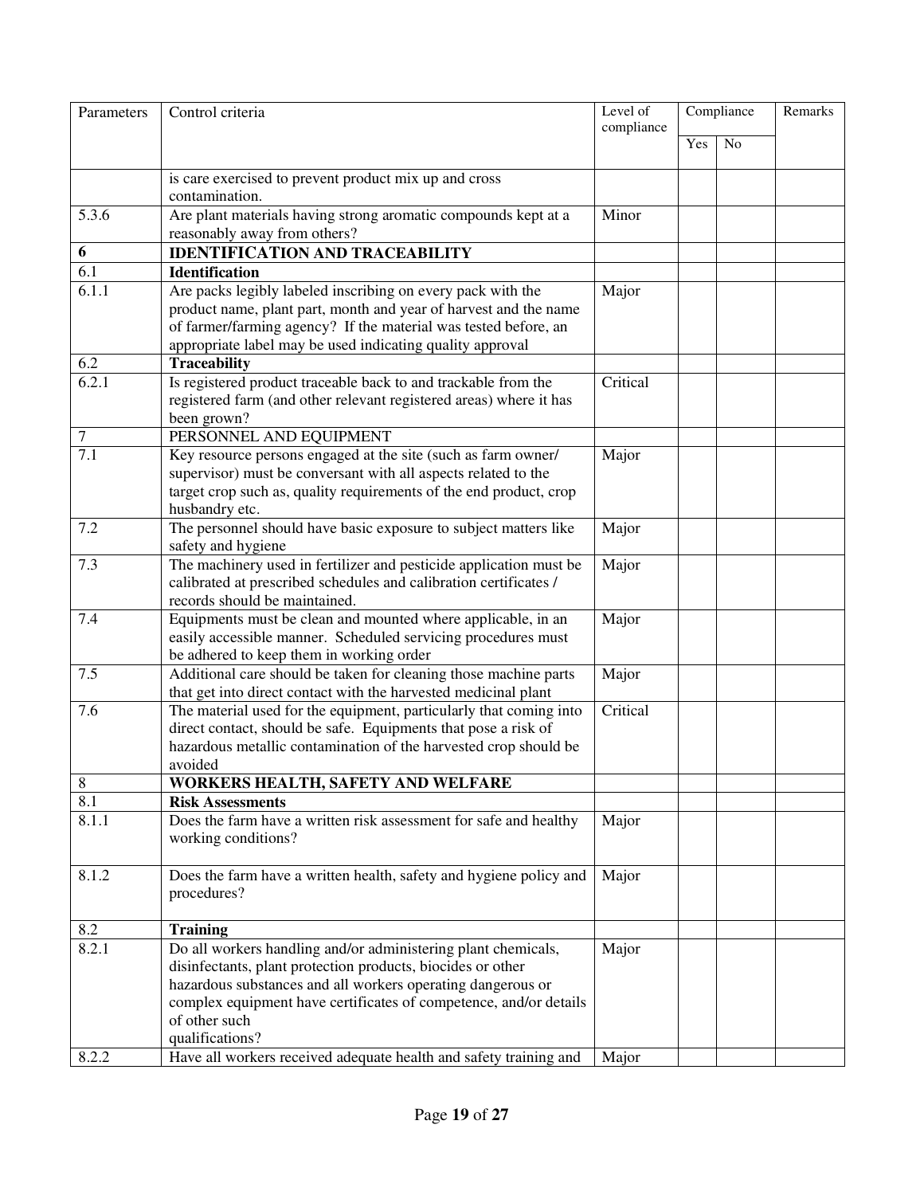| Parameters | Control criteria | Level of compliance | Compliance | | Remarks |
|---|---|---|---|---|---|
| | | | Yes | No | |
| | is care exercised to prevent product mix up and cross contamination. | | | | |
| 5.3.6 | Are plant materials having strong aromatic compounds kept at a reasonably away from others? | Minor | | | |
| **6** | **IDENTIFICATION AND TRACEABILITY** | | | | |
| 6.1 | **Identification** | | | | |
| 6.1.1 | Are packs legibly labeled inscribing on every pack with the product name, plant part, month and year of harvest and the name of farmer/farming agency? If the material was tested before, an appropriate label may be used indicating quality approval | Major | | | |
| 6.2 | **Traceability** | | | | |
| 6.2.1 | Is registered product traceable back to and trackable from the registered farm (and other relevant registered areas) where it has been grown? | Critical | | | |
| 7 | PERSONNEL AND EQUIPMENT | | | | |
| 7.1 | Key resource persons engaged at the site (such as farm owner/ supervisor) must be conversant with all aspects related to the target crop such as, quality requirements of the end product, crop husbandry etc. | Major | | | |
| 7.2 | The personnel should have basic exposure to subject matters like safety and hygiene | Major | | | |
| 7.3 | The machinery used in fertilizer and pesticide application must be calibrated at prescribed schedules and calibration certificates / records should be maintained. | Major | | | |
| 7.4 | Equipments must be clean and mounted where applicable, in an easily accessible manner. Scheduled servicing procedures must be adhered to keep them in working order | Major | | | |
| 7.5 | Additional care should be taken for cleaning those machine parts that get into direct contact with the harvested medicinal plant | Major | | | |
| 7.6 | The material used for the equipment, particularly that coming into direct contact, should be safe. Equipments that pose a risk of hazardous metallic contamination of the harvested crop should be avoided | Critical | | | |
| 8 | **WORKERS HEALTH, SAFETY AND WELFARE** | | | | |
| 8.1 | **Risk Assessments** | | | | |
| 8.1.1 | Does the farm have a written risk assessment for safe and healthy working conditions? | Major | | | |
| 8.1.2 | Does the farm have a written health, safety and hygiene policy and procedures? | Major | | | |
| 8.2 | **Training** | | | | |
| 8.2.1 | Do all workers handling and/or administering plant chemicals, disinfectants, plant protection products, biocides or other hazardous substances and all workers operating dangerous or complex equipment have certificates of competence, and/or details of other such qualifications? | Major | | | |
| 8.2.2 | Have all workers received adequate health and safety training and | Major | | | |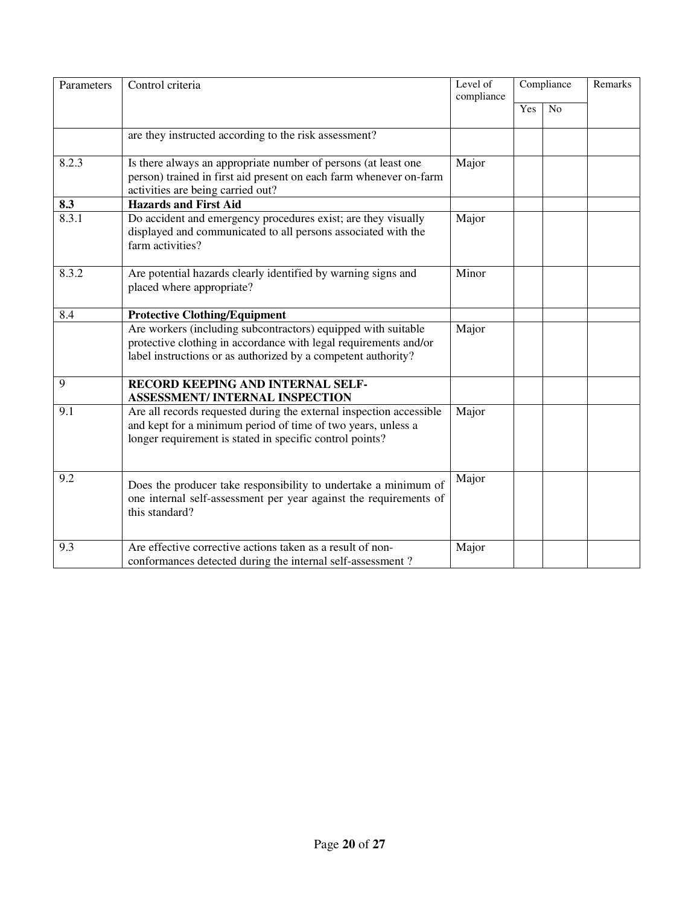| Parameters | Control criteria | Level of compliance | Compliance | | Remarks |
|---|---|---|---|---|---|
| | | | Yes | No | |
| | are they instructed according to the risk assessment? | | | | |
| 8.2.3 | Is there always an appropriate number of persons (at least one person) trained in first aid present on each farm whenever on-farm activities are being carried out? | Major | | | |
| **8.3** | **Hazards and First Aid** | | | | |
| 8.3.1 | Do accident and emergency procedures exist; are they visually displayed and communicated to all persons associated with the farm activities? | Major | | | |
| 8.3.2 | Are potential hazards clearly identified by warning signs and placed where appropriate? | Minor | | | |
| 8.4 | **Protective Clothing/Equipment** | | | | |
| | Are workers (including subcontractors) equipped with suitable protective clothing in accordance with legal requirements and/or label instructions or as authorized by a competent authority? | Major | | | |
| 9 | **RECORD KEEPING AND INTERNAL SELF-ASSESSMENT/ INTERNAL INSPECTION** | | | | |
| 9.1 | Are all records requested during the external inspection accessible and kept for a minimum period of time of two years, unless a longer requirement is stated in specific control points? | Major | | | |
| 9.2 | Does the producer take responsibility to undertake a minimum of one internal self-assessment per year against the requirements of this standard? | Major | | | |
| 9.3 | Are effective corrective actions taken as a result of non-conformances detected during the internal self-assessment ? | Major | | | |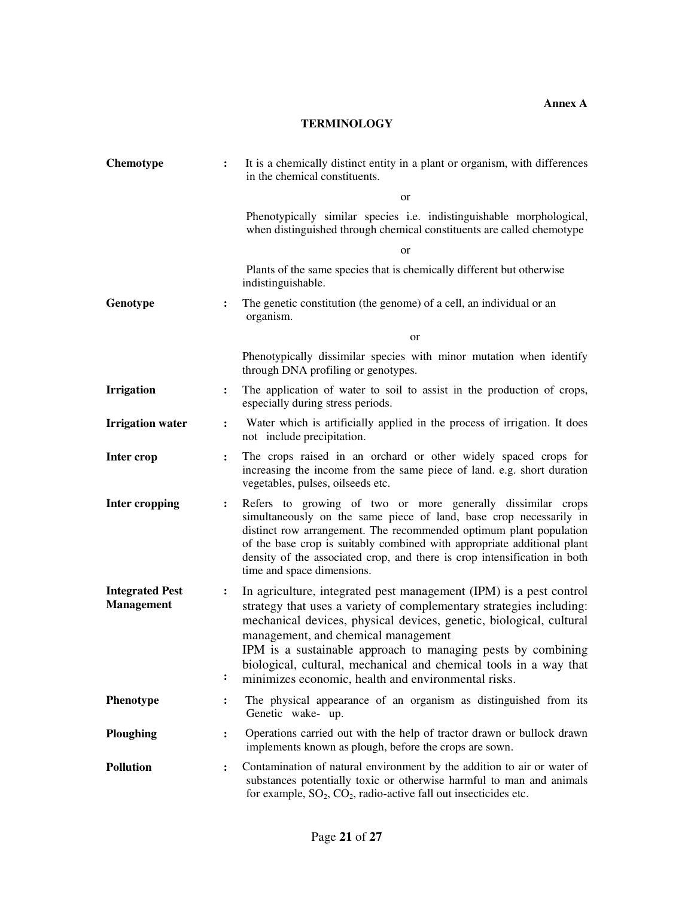**Annex A**

## TERMINOLOGY

**Chemotype** : It is a chemically distinct entity in a plant or organism, with differences in the chemical constituents.

or

Phenotypically similar species i.e. indistinguishable morphological, when distinguished through chemical constituents are called chemotype

or

Plants of the same species that is chemically different but otherwise indistinguishable.

**Genotype** : The genetic constitution (the genome) of a cell, an individual or an organism.

or

Phenotypically dissimilar species with minor mutation when identify through DNA profiling or genotypes.

**Irrigation** : The application of water to soil to assist in the production of crops, especially during stress periods.

**Irrigation water** : Water which is artificially applied in the process of irrigation. It does not include precipitation.

**Inter crop** : The crops raised in an orchard or other widely spaced crops for increasing the income from the same piece of land. e.g. short duration vegetables, pulses, oilseeds etc.

**Inter cropping** : Refers to growing of two or more generally dissimilar crops simultaneously on the same piece of land, base crop necessarily in distinct row arrangement. The recommended optimum plant population of the base crop is suitably combined with appropriate additional plant density of the associated crop, and there is crop intensification in both time and space dimensions.

**Integrated Pest Management** : In agriculture, integrated pest management (IPM) is a pest control strategy that uses a variety of complementary strategies including: mechanical devices, physical devices, genetic, biological, cultural management, and chemical management

: IPM is a sustainable approach to managing pests by combining biological, cultural, mechanical and chemical tools in a way that minimizes economic, health and environmental risks.

**Phenotype** : The physical appearance of an organism as distinguished from its Genetic wake- up.

**Ploughing** : Operations carried out with the help of tractor drawn or bullock drawn implements known as plough, before the crops are sown.

**Pollution** : Contamination of natural environment by the addition to air or water of substances potentially toxic or otherwise harmful to man and animals for example, $SO_2$, $CO_2$, radio-active fall out insecticides etc.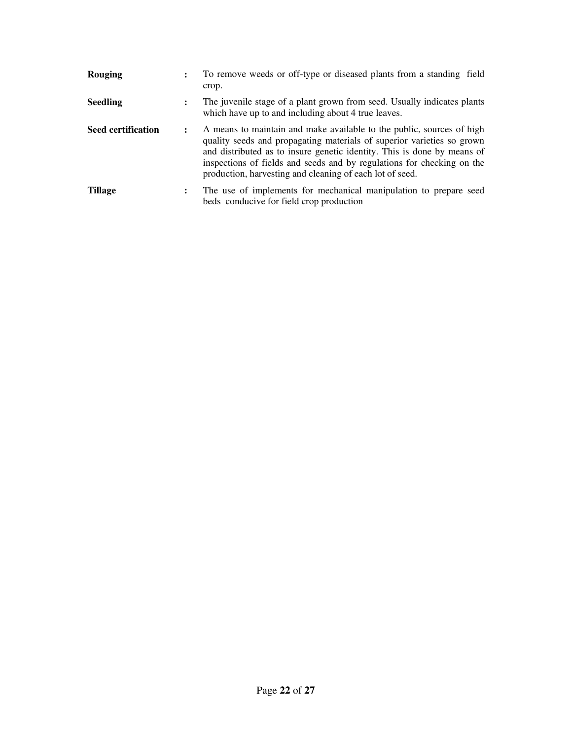**Rouging** : To remove weeds or off-type or diseased plants from a standing field crop.

**Seedling** : The juvenile stage of a plant grown from seed. Usually indicates plants which have up to and including about 4 true leaves.

**Seed certification** : A means to maintain and make available to the public, sources of high quality seeds and propagating materials of superior varieties so grown and distributed as to insure genetic identity. This is done by means of inspections of fields and seeds and by regulations for checking on the production, harvesting and cleaning of each lot of seed.

**Tillage** : The use of implements for mechanical manipulation to prepare seed beds conducive for field crop production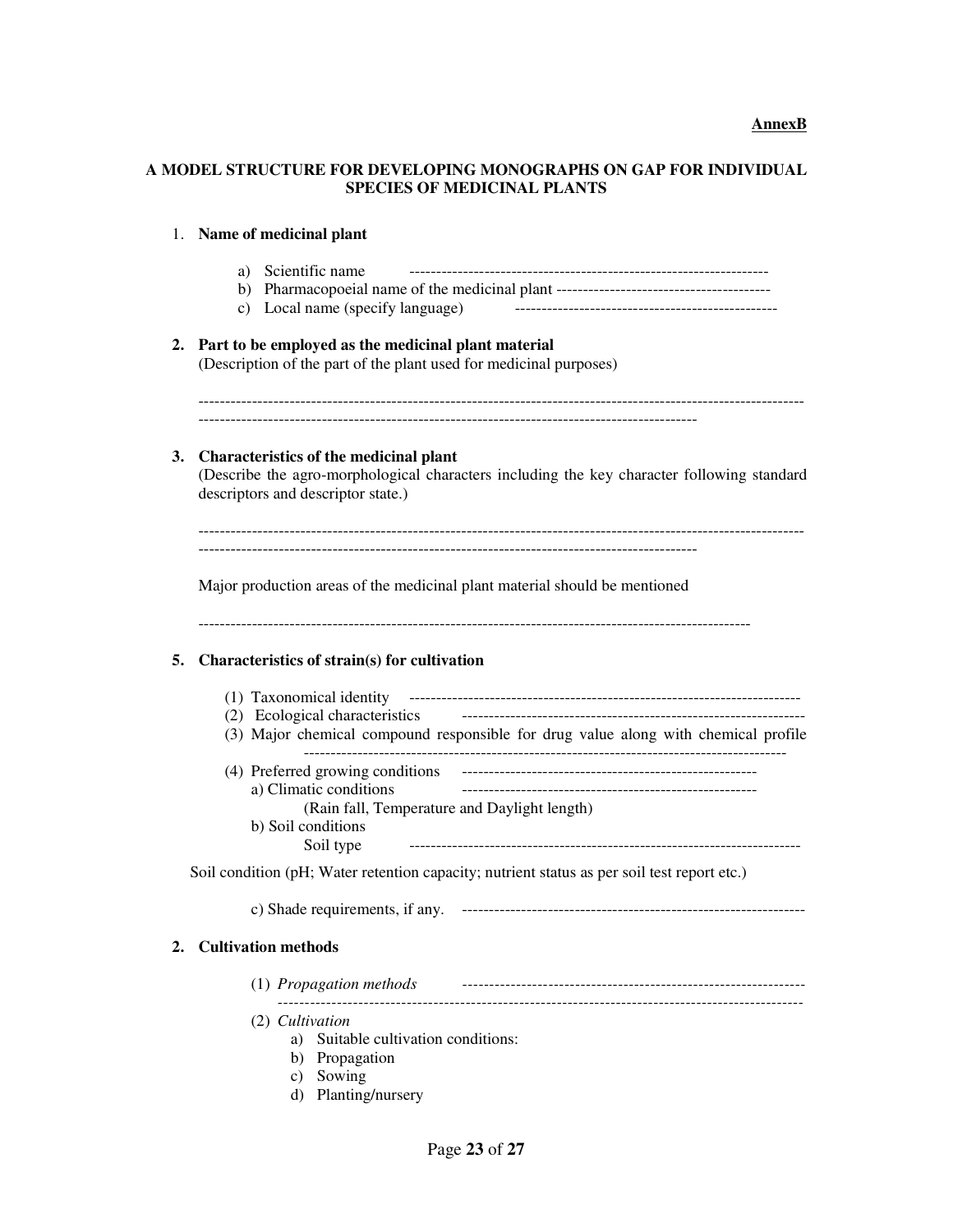**AnnexB**

**A MODEL STRUCTURE FOR DEVELOPING MONOGRAPHS ON GAP FOR INDIVIDUAL SPECIES OF MEDICINAL PLANTS**

1. **Name of medicinal plant**

   a) Scientific name ------------------------------------------------------------------
   b) Pharmacopoeial name of the medicinal plant ----------------------------------------
   c) Local name (specify language) -------------------------------------------------

2. **Part to be employed as the medicinal plant material**
   (Description of the part of the plant used for medicinal purposes)

   ---------------------------------------------------------------------------------------------------------------
   ------------------------------------------------------------------------------------------

3. **Characteristics of the medicinal plant**
   (Describe the agro-morphological characters including the key character following standard descriptors and descriptor state.)

   ---------------------------------------------------------------------------------------------------------------
   ------------------------------------------------------------------------------------------

   Major production areas of the medicinal plant material should be mentioned

   ----------------------------------------------------------------------------------------------------

5. **Characteristics of strain(s) for cultivation**

   (1) Taxonomical identity -------------------------------------------------------------------------
   (2) Ecological characteristics ----------------------------------------------------------------
   (3) Major chemical compound responsible for drug value along with chemical profile ---------------------------------------------------------------------------------------
   (4) Preferred growing conditions ------------------------------------------------------
      a) Climatic conditions -------------------------------------------------------
         (Rain fall, Temperature and Daylight length)
      b) Soil conditions
         Soil type -----------------------------------------------------------------------

   Soil condition (pH; Water retention capacity; nutrient status as per soil test report etc.)

      c) Shade requirements, if any. ---------------------------------------------------------------

2. **Cultivation methods**

   (1) *Propagation methods* ---------------------------------------------------------------
   -----------------------------------------------------------------------------------------------
   (2) *Cultivation*
      a) Suitable cultivation conditions:
      b) Propagation
      c) Sowing
      d) Planting/nursery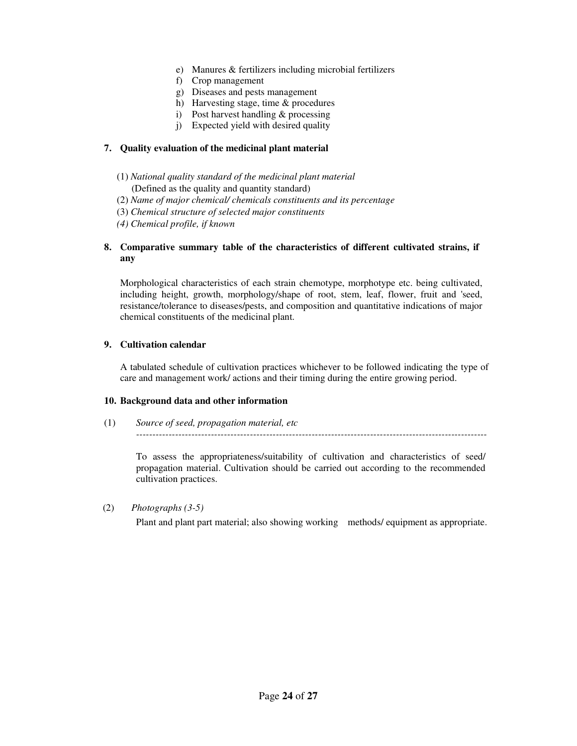e) Manures & fertilizers including microbial fertilizers
f) Crop management
g) Diseases and pests management
h) Harvesting stage, time & procedures
i) Post harvest handling & processing
j) Expected yield with desired quality

**7. Quality evaluation of the medicinal plant material**

(1) *National quality standard of the medicinal plant material*
(Defined as the quality and quantity standard)
(2) *Name of major chemical/ chemicals constituents and its percentage*
(3) *Chemical structure of selected major constituents*
*(4) Chemical profile, if known*

**8. Comparative summary table of the characteristics of different cultivated strains, if any**

Morphological characteristics of each strain chemotype, morphotype etc. being cultivated, including height, growth, morphology/shape of root, stem, leaf, flower, fruit and 'seed, resistance/tolerance to diseases/pests, and composition and quantitative indications of major chemical constituents of the medicinal plant.

**9. Cultivation calendar**

A tabulated schedule of cultivation practices whichever to be followed indicating the type of care and management work/ actions and their timing during the entire growing period.

**10. Background data and other information**

(1) *Source of seed, propagation material, etc*

---

To assess the appropriateness/suitability of cultivation and characteristics of seed/ propagation material. Cultivation should be carried out according to the recommended cultivation practices.

(2) *Photographs (3-5)*
Plant and plant part material; also showing working methods/ equipment as appropriate.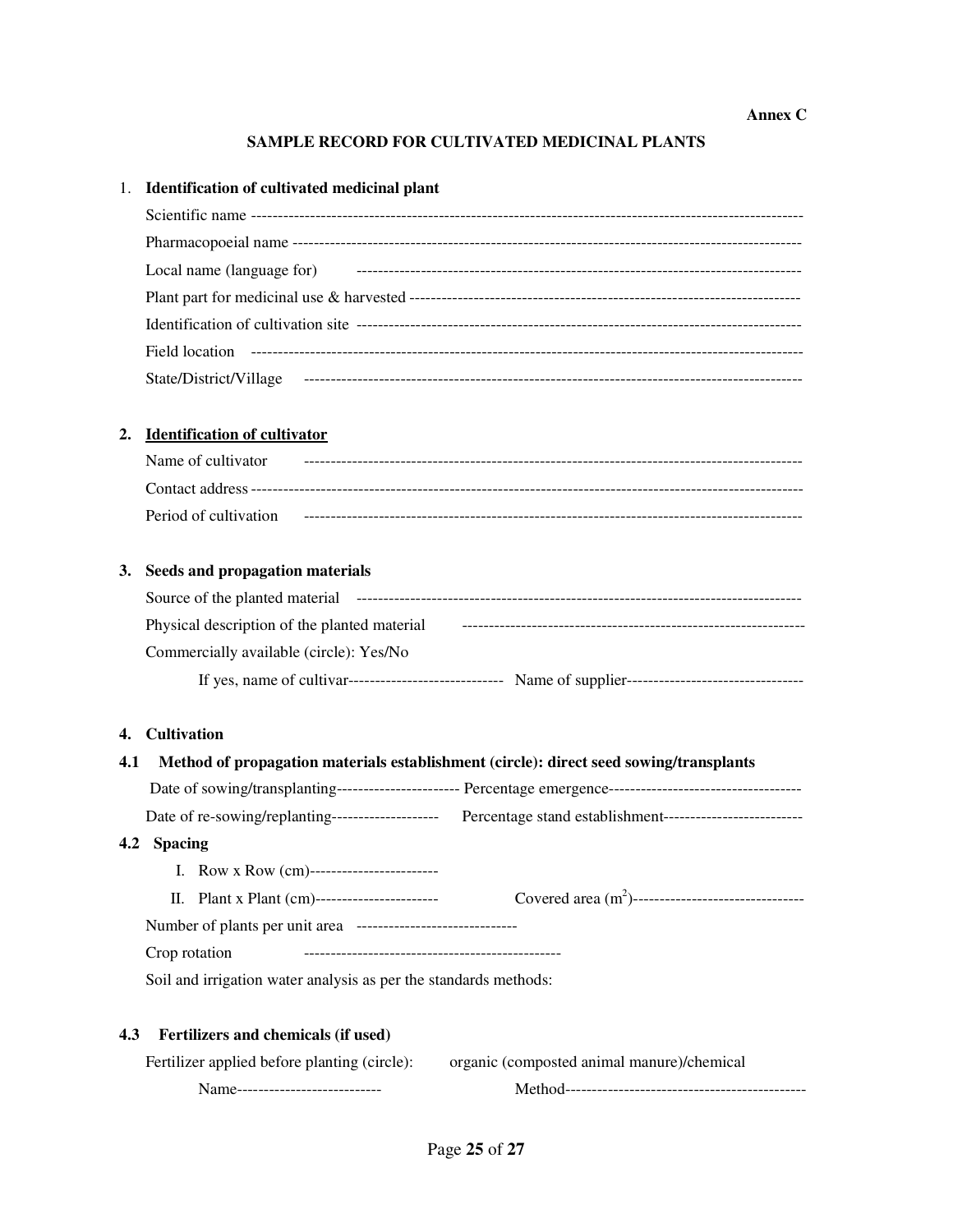**Annex C**

**SAMPLE RECORD FOR CULTIVATED MEDICINAL PLANTS**

1. **Identification of cultivated medicinal plant**

   Scientific name ----------------------------------------------------------------------------------------------------

   Pharmacopoeial name ---------------------------------------------------------------------------------------------

   Local name (language for) ------------------------------------------------------------------------------

   Plant part for medicinal use & harvested ----------------------------------------------------------------------

   Identification of cultivation site ---------------------------------------------------------------------------------

   Field location ----------------------------------------------------------------------------------------------------

   State/District/Village ----------------------------------------------------------------------------------------

2. **<u>Identification of cultivator</u>**

   Name of cultivator ----------------------------------------------------------------------------------------

   Contact address -------------------------------------------------------------------------------------------------

   Period of cultivation ----------------------------------------------------------------------------------------

3. **Seeds and propagation materials**

   Source of the planted material ---------------------------------------------------------------------------

   Physical description of the planted material --------------------------------------------------------------

   Commercially available (circle): Yes/No

   If yes, name of cultivar---------------------------- Name of supplier--------------------------------

4. **Cultivation**

**4.1 Method of propagation materials establishment (circle): direct seed sowing/transplants**

Date of sowing/transplanting---------------------- Percentage emergence-----------------------------------

Date of re-sowing/replanting-------------------- Percentage stand establishment-------------------------

**4.2 Spacing**

I. Row x Row (cm)-----------------------

II. Plant x Plant (cm)---------------------- Covered area ($m^2$)-------------------------------

Number of plants per unit area -----------------------------

Crop rotation -----------------------------------------------

Soil and irrigation water analysis as per the standards methods:

**4.3 Fertilizers and chemicals (if used)**

Fertilizer applied before planting (circle): organic (composted animal manure)/chemical

Name-------------------------- Method--------------------------------------------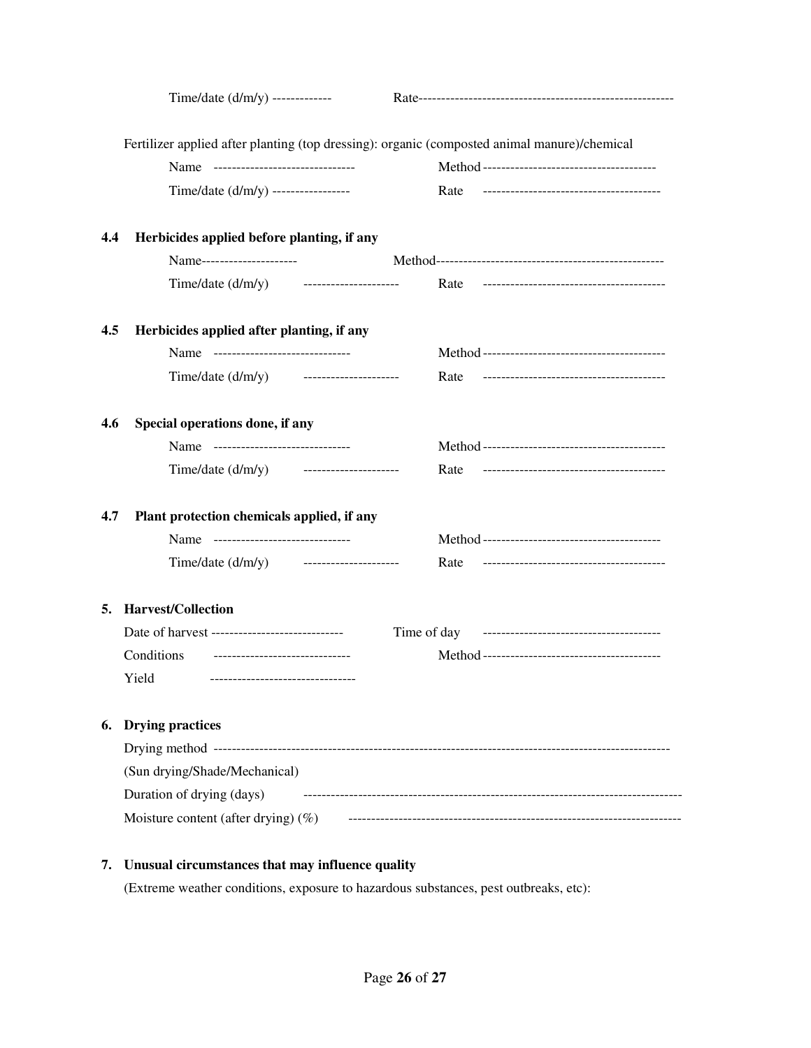Time/date (d/m/y) -------------    Rate-------------------------------------------------------

Fertilizer applied after planting (top dressing): organic (composted animal manure)/chemical

Name -------------------------------    Method --------------------------------------

Time/date (d/m/y) -----------------    Rate ---------------------------------------

**4.4 Herbicides applied before planting, if any**

Name---------------------    Method--------------------------------------------------

Time/date (d/m/y) ---------------------    Rate ----------------------------------------

**4.5 Herbicides applied after planting, if any**

Name ------------------------------    Method ----------------------------------------

Time/date (d/m/y) ---------------------    Rate ----------------------------------------

**4.6 Special operations done, if any**

Name ------------------------------    Method ----------------------------------------

Time/date (d/m/y) ---------------------    Rate ----------------------------------------

**4.7 Plant protection chemicals applied, if any**

Name ------------------------------    Method ---------------------------------------

Time/date (d/m/y) ---------------------    Rate ----------------------------------------

**5. Harvest/Collection**

Date of harvest -----------------------------    Time of day ---------------------------------------

Conditions ------------------------------    Method ---------------------------------------

Yield -------------------------------

**6. Drying practices**

Drying method --------------------------------------------------------------------------------------------------

(Sun drying/Shade/Mechanical)

Duration of drying (days) ---------------------------------------------------------------------------------

Moisture content (after drying) (%) ------------------------------------------------------------------------

**7. Unusual circumstances that may influence quality**

(Extreme weather conditions, exposure to hazardous substances, pest outbreaks, etc):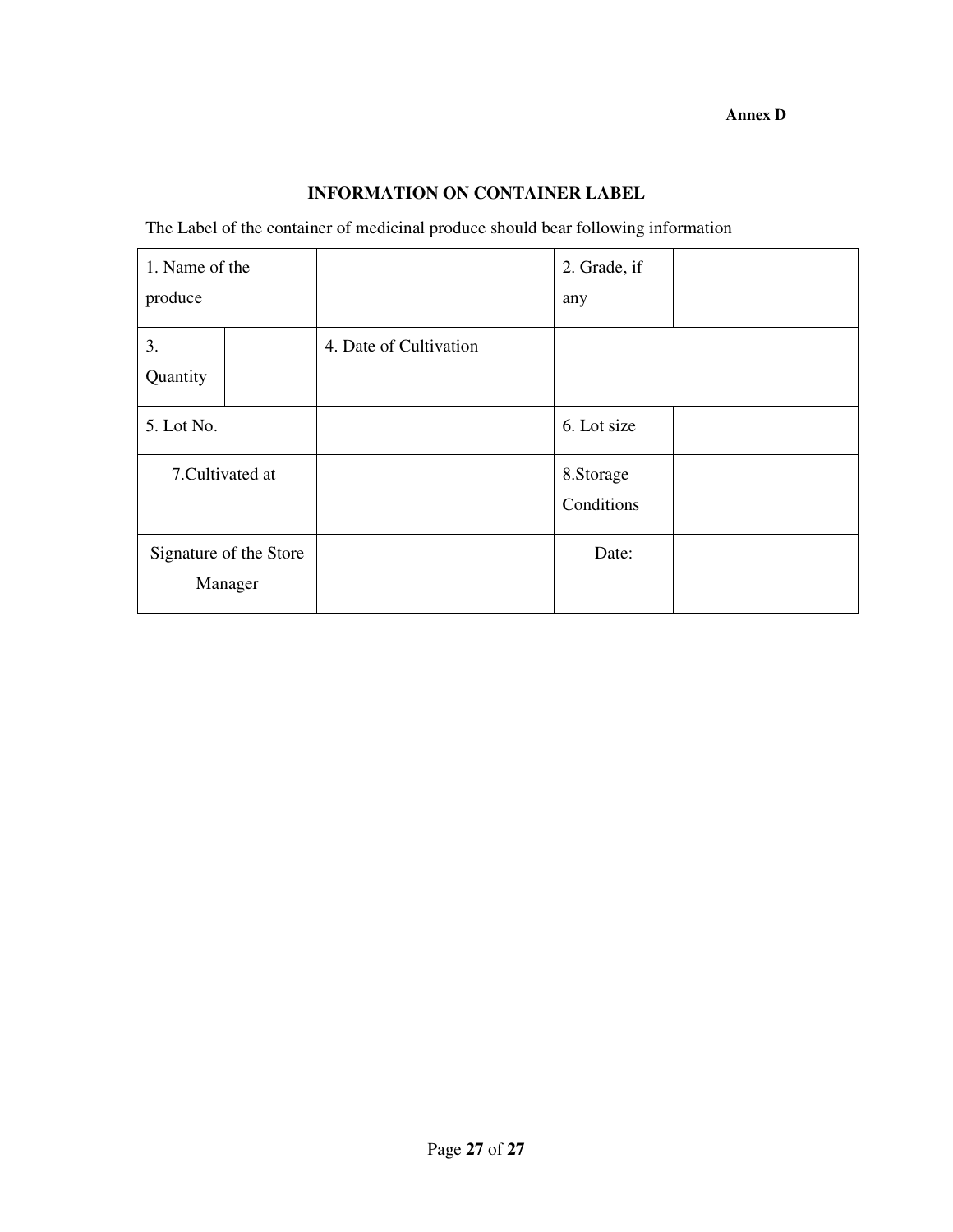**Annex D**

## INFORMATION ON CONTAINER LABEL

The Label of the container of medicinal produce should bear following information

| | | | | |
|---|---|---|---|---|
| 1. Name of the produce | | | 2. Grade, if any | |
| 3. Quantity | | 4. Date of Cultivation | | |
| 5. Lot No. | | | 6. Lot size | |
| 7.Cultivated at | | | 8.Storage Conditions | |
| Signature of the Store Manager | | | Date: | |